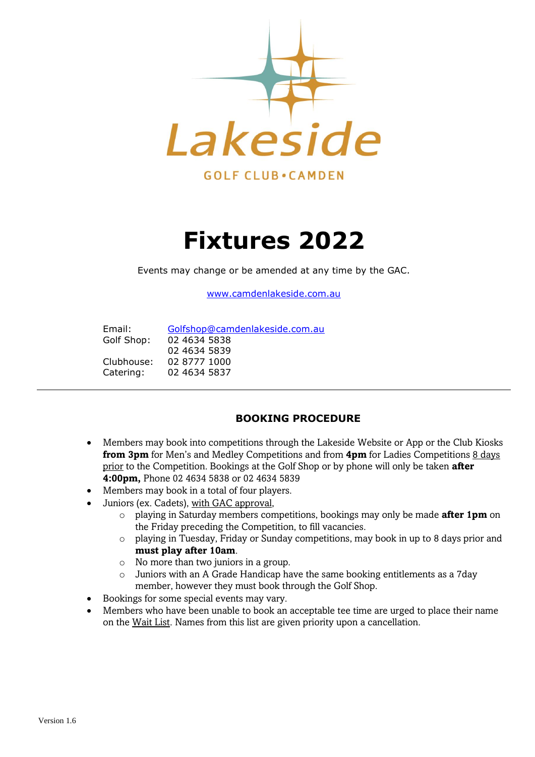Lakeside

GOLF CLUB • CAMDEN

# Fixtures 2022

Events may change or be amended at any time by the GAC.

www.camdenlakeside.com.au

Email: Golfshop@camdenlakeside.com.au
Golf Shop: 02 4634 5838
02 4634 5839
Clubhouse: 02 8777 1000
Catering: 02 4634 5837

---

## BOOKING PROCEDURE

- Members may book into competitions through the Lakeside Website or App or the Club Kiosks **from 3pm** for Men's and Medley Competitions and from **4pm** for Ladies Competitions 8 days prior to the Competition. Bookings at the Golf Shop or by phone will only be taken **after 4:00pm,** Phone 02 4634 5838 or 02 4634 5839
- Members may book in a total of four players.
- Juniors (ex. Cadets), with GAC approval,
  - playing in Saturday members competitions, bookings may only be made **after 1pm** on the Friday preceding the Competition, to fill vacancies.
  - playing in Tuesday, Friday or Sunday competitions, may book in up to 8 days prior and **must play after 10am**.
  - No more than two juniors in a group.
  - Juniors with an A Grade Handicap have the same booking entitlements as a 7day member, however they must book through the Golf Shop.
- Bookings for some special events may vary.
- Members who have been unable to book an acceptable tee time are urged to place their name on the Wait List. Names from this list are given priority upon a cancellation.

Version 1.6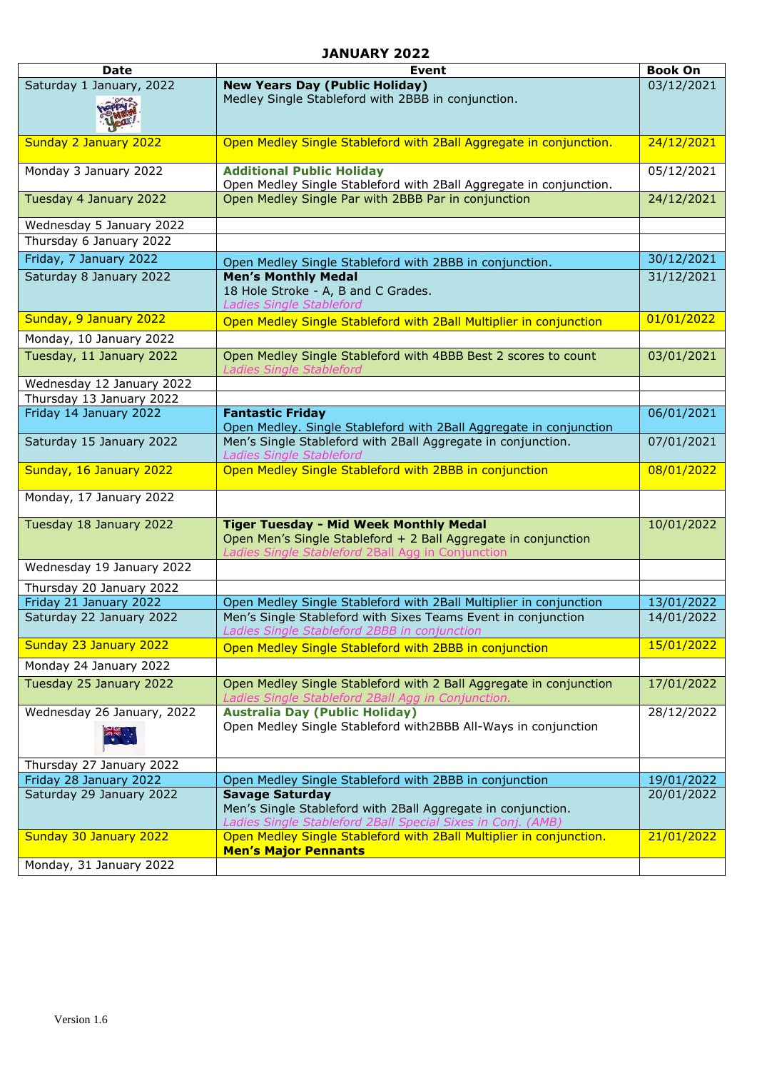# JANUARY 2022

| Date | Event | Book On |
|---|---|---|
| Saturday 1 January, 2022 | **New Years Day (Public Holiday)**<br>Medley Single Stableford with 2BBB in conjunction. | 03/12/2021 |
| Sunday 2 January 2022 | Open Medley Single Stableford with 2Ball Aggregate in conjunction. | 24/12/2021 |
| Monday 3 January 2022 | **Additional Public Holiday**<br>Open Medley Single Stableford with 2Ball Aggregate in conjunction. | 05/12/2021 |
| Tuesday 4 January 2022 | Open Medley Single Par with 2BBB Par in conjunction | 24/12/2021 |
| Wednesday 5 January 2022 | | |
| Thursday 6 January 2022 | | |
| Friday, 7 January 2022 | Open Medley Single Stableford with 2BBB in conjunction. | 30/12/2021 |
| Saturday 8 January 2022 | **Men's Monthly Medal**<br>18 Hole Stroke - A, B and C Grades.<br>*Ladies Single Stableford* | 31/12/2021 |
| Sunday, 9 January 2022 | Open Medley Single Stableford with 2Ball Multiplier in conjunction | 01/01/2022 |
| Monday, 10 January 2022 | | |
| Tuesday, 11 January 2022 | Open Medley Single Stableford with 4BBB Best 2 scores to count<br>*Ladies Single Stableford* | 03/01/2021 |
| Wednesday 12 January 2022 | | |
| Thursday 13 January 2022 | | |
| Friday 14 January 2022 | **Fantastic Friday**<br>Open Medley. Single Stableford with 2Ball Aggregate in conjunction | 06/01/2021 |
| Saturday 15 January 2022 | Men's Single Stableford with 2Ball Aggregate in conjunction.<br>*Ladies Single Stableford* | 07/01/2021 |
| Sunday, 16 January 2022 | Open Medley Single Stableford with 2BBB in conjunction | 08/01/2022 |
| Monday, 17 January 2022 | | |
| Tuesday 18 January 2022 | **Tiger Tuesday - Mid Week Monthly Medal**<br>Open Men's Single Stableford + 2 Ball Aggregate in conjunction<br>*Ladies Single Stableford 2Ball Agg in Conjunction* | 10/01/2022 |
| Wednesday 19 January 2022 | | |
| Thursday 20 January 2022 | | |
| Friday 21 January 2022 | Open Medley Single Stableford with 2Ball Multiplier in conjunction | 13/01/2022 |
| Saturday 22 January 2022 | Men's Single Stableford with Sixes Teams Event in conjunction<br>*Ladies Single Stableford 2BBB in conjunction* | 14/01/2022 |
| Sunday 23 January 2022 | Open Medley Single Stableford with 2BBB in conjunction | 15/01/2022 |
| Monday 24 January 2022 | | |
| Tuesday 25 January 2022 | Open Medley Single Stableford with 2 Ball Aggregate in conjunction<br>*Ladies Single Stableford 2Ball Agg in Conjunction.* | 17/01/2022 |
| Wednesday 26 January, 2022 | **Australia Day (Public Holiday)**<br>Open Medley Single Stableford with2BBB All-Ways in conjunction | 28/12/2022 |
| Thursday 27 January 2022 | | |
| Friday 28 January 2022 | Open Medley Single Stableford with 2BBB in conjunction | 19/01/2022 |
| Saturday 29 January 2022 | **Savage Saturday**<br>Men's Single Stableford with 2Ball Aggregate in conjunction.<br>*Ladies Single Stableford 2Ball Special Sixes in Conj. (AMB)* | 20/01/2022 |
| Sunday 30 January 2022 | Open Medley Single Stableford with 2Ball Multiplier in conjunction.<br>**Men's Major Pennants** | 21/01/2022 |
| Monday, 31 January 2022 | | |

Version 1.6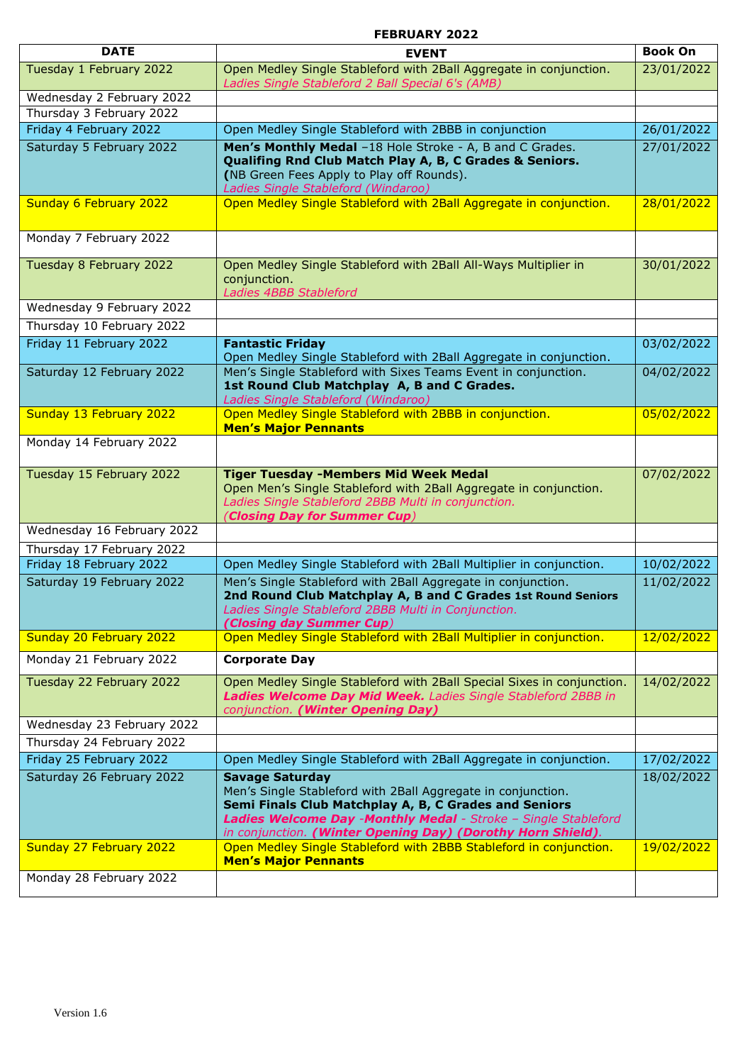**FEBRUARY 2022**

| DATE | EVENT | Book On |
|---|---|---|
| Tuesday 1 February 2022 | Open Medley Single Stableford with 2Ball Aggregate in conjunction.<br>*Ladies Single Stableford 2 Ball Special 6's (AMB)* | 23/01/2022 |
| Wednesday 2 February 2022 | | |
| Thursday 3 February 2022 | | |
| Friday 4 February 2022 | Open Medley Single Stableford with 2BBB in conjunction | 26/01/2022 |
| Saturday 5 February 2022 | **Men's Monthly Medal** –18 Hole Stroke - A, B and C Grades.<br>**Qualifing Rnd Club Match Play A, B, C Grades & Seniors.**<br>**(**NB Green Fees Apply to Play off Rounds).<br>*Ladies Single Stableford (Windaroo)* | 27/01/2022 |
| Sunday 6 February 2022 | Open Medley Single Stableford with 2Ball Aggregate in conjunction. | 28/01/2022 |
| Monday 7 February 2022 | | |
| Tuesday 8 February 2022 | Open Medley Single Stableford with 2Ball All-Ways Multiplier in conjunction.<br>*Ladies 4BBB Stableford* | 30/01/2022 |
| Wednesday 9 February 2022 | | |
| Thursday 10 February 2022 | | |
| Friday 11 February 2022 | **Fantastic Friday**<br>Open Medley Single Stableford with 2Ball Aggregate in conjunction. | 03/02/2022 |
| Saturday 12 February 2022 | Men's Single Stableford with Sixes Teams Event in conjunction.<br>**1st Round Club Matchplay A, B and C Grades.**<br>*Ladies Single Stableford (Windaroo)* | 04/02/2022 |
| Sunday 13 February 2022 | Open Medley Single Stableford with 2BBB in conjunction.<br>**Men's Major Pennants** | 05/02/2022 |
| Monday 14 February 2022 | | |
| Tuesday 15 February 2022 | **Tiger Tuesday -Members Mid Week Medal**<br>Open Men's Single Stableford with 2Ball Aggregate in conjunction.<br>*Ladies Single Stableford 2BBB Multi in conjunction.*<br>*(**Closing Day for Summer Cup**)* | 07/02/2022 |
| Wednesday 16 February 2022 | | |
| Thursday 17 February 2022 | | |
| Friday 18 February 2022 | Open Medley Single Stableford with 2Ball Multiplier in conjunction. | 10/02/2022 |
| Saturday 19 February 2022 | Men's Single Stableford with 2Ball Aggregate in conjunction.<br>**2nd Round Club Matchplay A, B and C Grades 1st Round Seniors**<br>*Ladies Single Stableford 2BBB Multi in Conjunction.*<br>*(**Closing day Summer Cup**)* | 11/02/2022 |
| Sunday 20 February 2022 | Open Medley Single Stableford with 2Ball Multiplier in conjunction. | 12/02/2022 |
| Monday 21 February 2022 | **Corporate Day** | |
| Tuesday 22 February 2022 | Open Medley Single Stableford with 2Ball Special Sixes in conjunction.<br>***Ladies Welcome Day Mid Week.*** *Ladies Single Stableford 2BBB in conjunction.* ***(Winter Opening Day)*** | 14/02/2022 |
| Wednesday 23 February 2022 | | |
| Thursday 24 February 2022 | | |
| Friday 25 February 2022 | Open Medley Single Stableford with 2Ball Aggregate in conjunction. | 17/02/2022 |
| Saturday 26 February 2022 | **Savage Saturday**<br>Men's Single Stableford with 2Ball Aggregate in conjunction.<br>**Semi Finals Club Matchplay A, B, C Grades and Seniors**<br>***Ladies Welcome Day -Monthly Medal*** *- Stroke – Single Stableford in conjunction.* ***(Winter Opening Day) (Dorothy Horn Shield)****.* | 18/02/2022 |
| Sunday 27 February 2022 | Open Medley Single Stableford with 2BBB Stableford in conjunction.<br>**Men's Major Pennants** | 19/02/2022 |
| Monday 28 February 2022 | | |

Version 1.6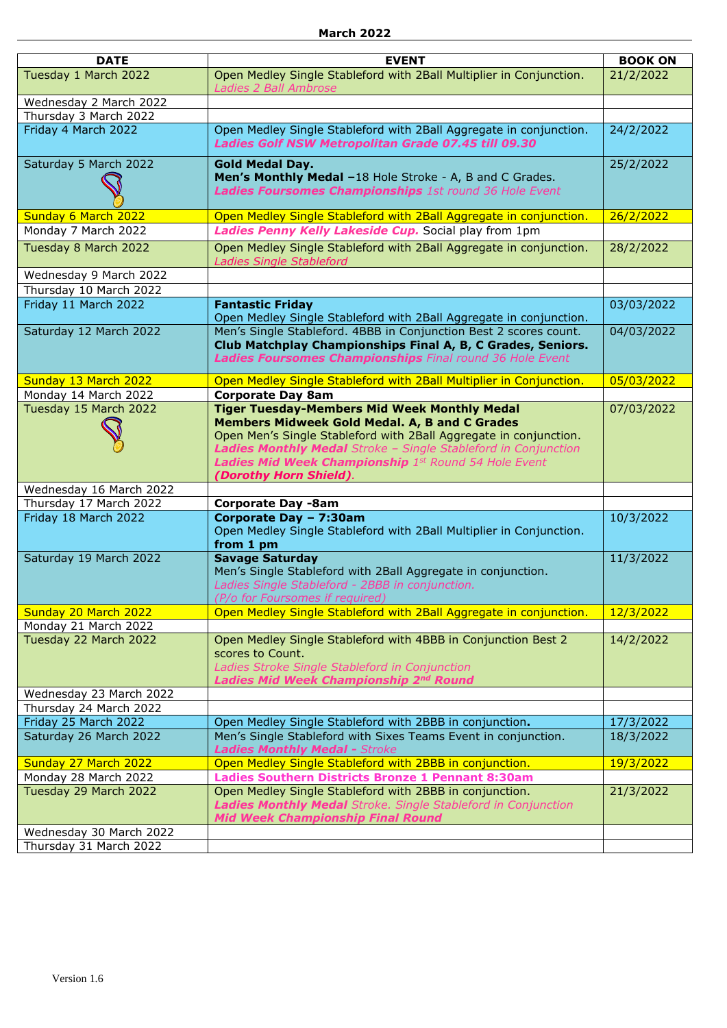**March 2022**

| DATE | EVENT | BOOK ON |
|---|---|---|
| Tuesday 1 March 2022 | Open Medley Single Stableford with 2Ball Multiplier in Conjunction. *Ladies 2 Ball Ambrose* | 21/2/2022 |
| Wednesday 2 March 2022 | | |
| Thursday 3 March 2022 | | |
| Friday 4 March 2022 | Open Medley Single Stableford with 2Ball Aggregate in conjunction. ***Ladies Golf NSW Metropolitan Grade 07.45 till 09.30*** | 24/2/2022 |
| Saturday 5 March 2022 | **Gold Medal Day.** **Men's Monthly Medal –**18 Hole Stroke - A, B and C Grades. ***Ladies Foursomes Championships*** *1st round 36 Hole Event* | 25/2/2022 |
| Sunday 6 March 2022 | Open Medley Single Stableford with 2Ball Aggregate in conjunction. | 26/2/2022 |
| Monday 7 March 2022 | ***Ladies Penny Kelly Lakeside Cup.*** Social play from 1pm | |
| Tuesday 8 March 2022 | Open Medley Single Stableford with 2Ball Aggregate in conjunction. *Ladies Single Stableford* | 28/2/2022 |
| Wednesday 9 March 2022 | | |
| Thursday 10 March 2022 | | |
| Friday 11 March 2022 | **Fantastic Friday** Open Medley Single Stableford with 2Ball Aggregate in conjunction. | 03/03/2022 |
| Saturday 12 March 2022 | Men's Single Stableford. 4BBB in Conjunction Best 2 scores count. **Club Matchplay Championships Final A, B, C Grades, Seniors.** ***Ladies Foursomes Championships*** *Final round 36 Hole Event* | 04/03/2022 |
| Sunday 13 March 2022 | Open Medley Single Stableford with 2Ball Multiplier in Conjunction. | 05/03/2022 |
| Monday 14 March 2022 | **Corporate Day 8am** | |
| Tuesday 15 March 2022 | **Tiger Tuesday-Members Mid Week Monthly Medal** **Members Midweek Gold Medal. A, B and C Grades** Open Men's Single Stableford with 2Ball Aggregate in conjunction. ***Ladies Monthly Medal*** *Stroke – Single Stableford in Conjunction* ***Ladies Mid Week Championship*** *1st Round 54 Hole Event* ***(Dorothy Horn Shield)****.* | 07/03/2022 |
| Wednesday 16 March 2022 | | |
| Thursday 17 March 2022 | **Corporate Day -8am** | |
| Friday 18 March 2022 | **Corporate Day – 7:30am** Open Medley Single Stableford with 2Ball Multiplier in Conjunction. **from 1 pm** | 10/3/2022 |
| Saturday 19 March 2022 | **Savage Saturday** Men's Single Stableford with 2Ball Aggregate in conjunction. *Ladies Single Stableford - 2BBB in conjunction.* *(P/o for Foursomes if required)* | 11/3/2022 |
| Sunday 20 March 2022 | Open Medley Single Stableford with 2Ball Aggregate in conjunction. | 12/3/2022 |
| Monday 21 March 2022 | | |
| Tuesday 22 March 2022 | Open Medley Single Stableford with 4BBB in Conjunction Best 2 scores to Count. *Ladies Stroke Single Stableford in Conjunction* ***Ladies Mid Week Championship 2nd Round*** | 14/2/2022 |
| Wednesday 23 March 2022 | | |
| Thursday 24 March 2022 | | |
| Friday 25 March 2022 | Open Medley Single Stableford with 2BBB in conjunction**.** | 17/3/2022 |
| Saturday 26 March 2022 | Men's Single Stableford with Sixes Teams Event in conjunction. ***Ladies Monthly Medal -*** *Stroke* | 18/3/2022 |
| Sunday 27 March 2022 | Open Medley Single Stableford with 2BBB in conjunction. | 19/3/2022 |
| Monday 28 March 2022 | **Ladies Southern Districts Bronze 1 Pennant 8:30am** | |
| Tuesday 29 March 2022 | Open Medley Single Stableford with 2BBB in conjunction. ***Ladies Monthly Medal*** *Stroke. Single Stableford in Conjunction* ***Mid Week Championship Final Round*** | 21/3/2022 |
| Wednesday 30 March 2022 | | |
| Thursday 31 March 2022 | | |

Version 1.6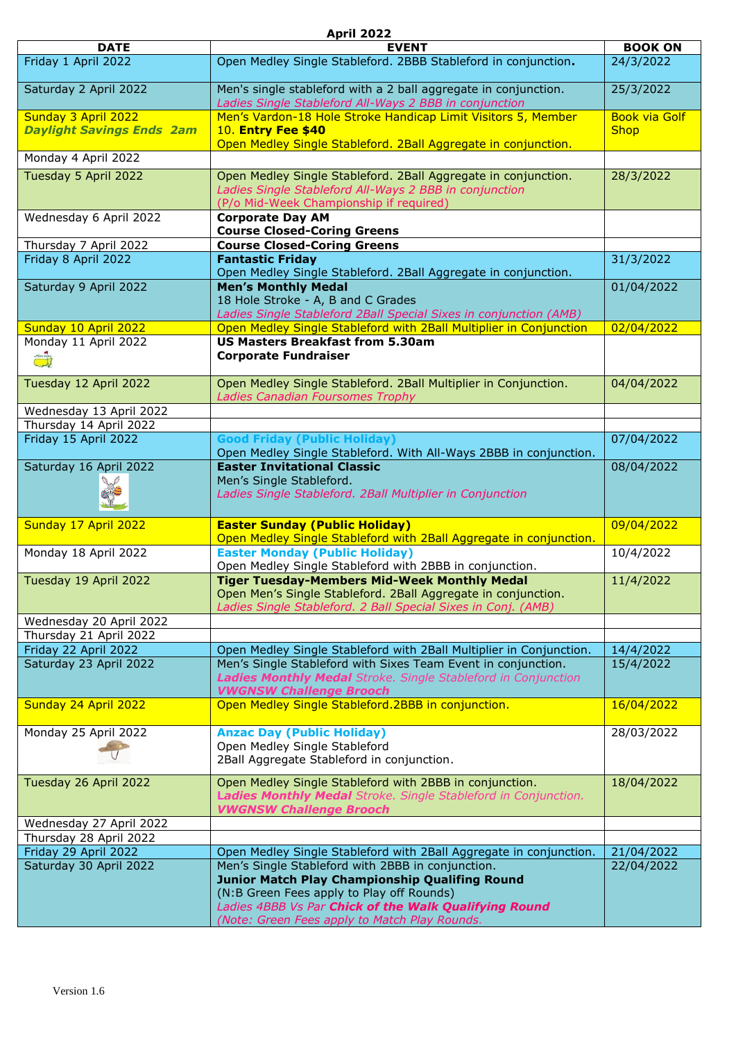## April 2022

| DATE | EVENT | BOOK ON |
|---|---|---|
| Friday 1 April 2022 | Open Medley Single Stableford. 2BBB Stableford in conjunction**.** | 24/3/2022 |
| Saturday 2 April 2022 | Men's single stableford with a 2 ball aggregate in conjunction.<br>*Ladies Single Stableford All-Ways 2 BBB in conjunction* | 25/3/2022 |
| Sunday 3 April 2022<br>***Daylight Savings Ends 2am*** | Men's Vardon-18 Hole Stroke Handicap Limit Visitors 5, Member 10. **Entry Fee $40**<br>Open Medley Single Stableford. 2Ball Aggregate in conjunction. | Book via Golf Shop |
| Monday 4 April 2022 | | |
| Tuesday 5 April 2022 | Open Medley Single Stableford. 2Ball Aggregate in conjunction.<br>*Ladies Single Stableford All-Ways 2 BBB in conjunction*<br>(P/o Mid-Week Championship if required) | 28/3/2022 |
| Wednesday 6 April 2022 | **Corporate Day AM**<br>**Course Closed-Coring Greens** | |
| Thursday 7 April 2022 | **Course Closed-Coring Greens** | |
| Friday 8 April 2022 | **Fantastic Friday**<br>Open Medley Single Stableford. 2Ball Aggregate in conjunction. | 31/3/2022 |
| Saturday 9 April 2022 | **Men's Monthly Medal**<br>18 Hole Stroke - A, B and C Grades<br>*Ladies Single Stableford 2Ball Special Sixes in conjunction (AMB)* | 01/04/2022 |
| Sunday 10 April 2022 | Open Medley Single Stableford with 2Ball Multiplier in Conjunction | 02/04/2022 |
| Monday 11 April 2022 | **US Masters Breakfast from 5.30am**<br>**Corporate Fundraiser** | |
| Tuesday 12 April 2022 | Open Medley Single Stableford. 2Ball Multiplier in Conjunction.<br>*Ladies Canadian Foursomes Trophy* | 04/04/2022 |
| Wednesday 13 April 2022 | | |
| Thursday 14 April 2022 | | |
| Friday 15 April 2022 | **Good Friday (Public Holiday)**<br>Open Medley Single Stableford. With All-Ways 2BBB in conjunction. | 07/04/2022 |
| Saturday 16 April 2022 | **Easter Invitational Classic**<br>Men's Single Stableford.<br>*Ladies Single Stableford. 2Ball Multiplier in Conjunction* | 08/04/2022 |
| Sunday 17 April 2022 | **Easter Sunday (Public Holiday)**<br>Open Medley Single Stableford with 2Ball Aggregate in conjunction. | 09/04/2022 |
| Monday 18 April 2022 | **Easter Monday (Public Holiday)**<br>Open Medley Single Stableford with 2BBB in conjunction. | 10/4/2022 |
| Tuesday 19 April 2022 | **Tiger Tuesday-Members Mid-Week Monthly Medal**<br>Open Men's Single Stableford. 2Ball Aggregate in conjunction.<br>*Ladies Single Stableford. 2 Ball Special Sixes in Conj. (AMB)* | 11/4/2022 |
| Wednesday 20 April 2022 | | |
| Thursday 21 April 2022 | | |
| Friday 22 April 2022 | Open Medley Single Stableford with 2Ball Multiplier in Conjunction. | 14/4/2022 |
| Saturday 23 April 2022 | Men's Single Stableford with Sixes Team Event in conjunction.<br>***Ladies Monthly Medal*** *Stroke. Single Stableford in Conjunction*<br>***VWGNSW Challenge Brooch*** | 15/4/2022 |
| Sunday 24 April 2022 | Open Medley Single Stableford.2BBB in conjunction. | 16/04/2022 |
| Monday 25 April 2022 | **Anzac Day (Public Holiday)**<br>Open Medley Single Stableford<br>2Ball Aggregate Stableford in conjunction. | 28/03/2022 |
| Tuesday 26 April 2022 | Open Medley Single Stableford with 2BBB in conjunction.<br>***Ladies Monthly Medal*** *Stroke. Single Stableford in Conjunction.*<br>***VWGNSW Challenge Brooch*** | 18/04/2022 |
| Wednesday 27 April 2022 | | |
| Thursday 28 April 2022 | | |
| Friday 29 April 2022 | Open Medley Single Stableford with 2Ball Aggregate in conjunction. | 21/04/2022 |
| Saturday 30 April 2022 | Men's Single Stableford with 2BBB in conjunction.<br>**Junior Match Play Championship Qualifing Round**<br>(N:B Green Fees apply to Play off Rounds)<br>*Ladies 4BBB Vs Par* ***Chick of the Walk Qualifying Round***<br>*(Note: Green Fees apply to Match Play Rounds.* | 22/04/2022 |

Version 1.6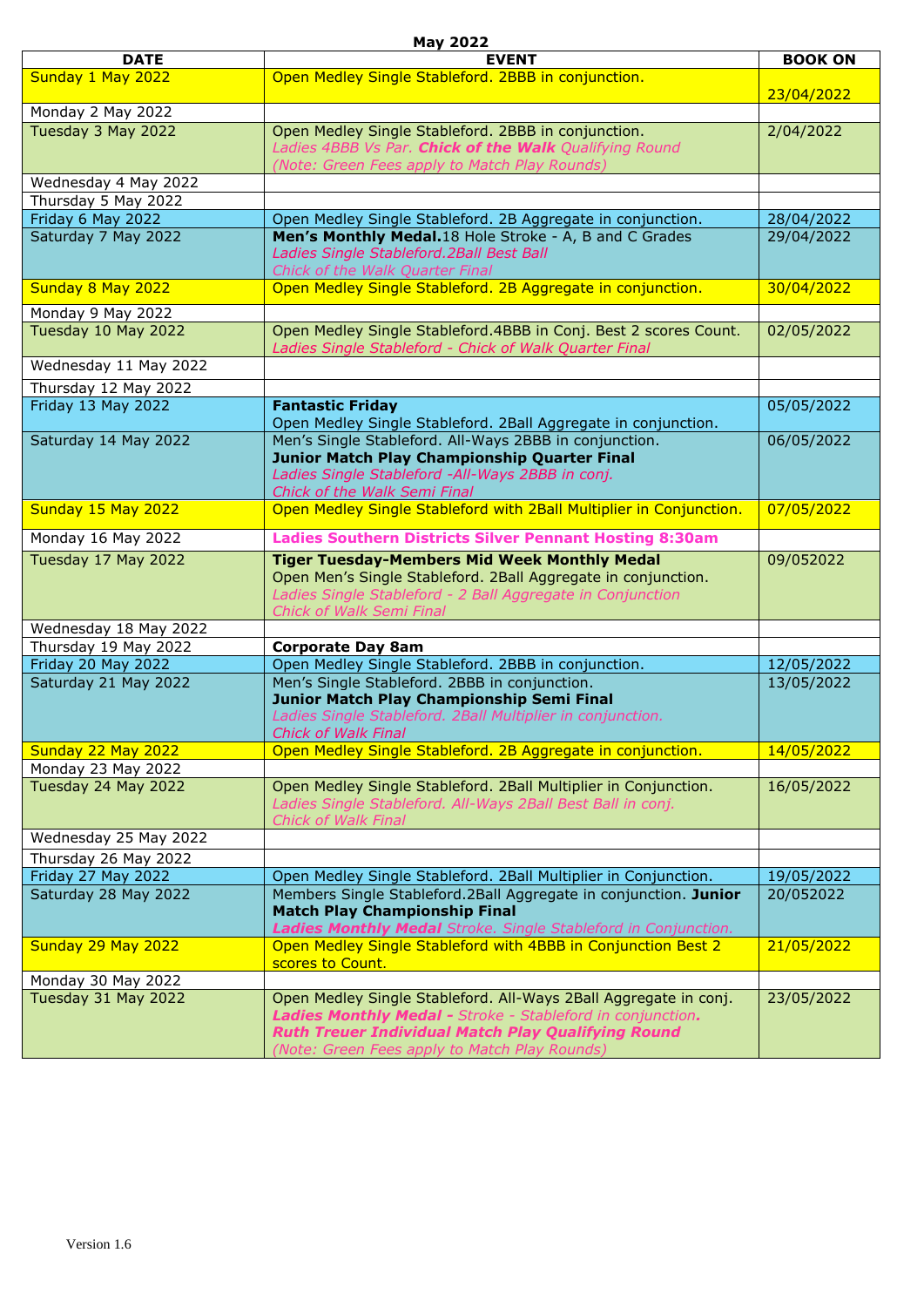**May 2022**

| DATE | EVENT | BOOK ON |
|---|---|---|
| Sunday 1 May 2022 | Open Medley Single Stableford. 2BBB in conjunction. | 23/04/2022 |
| Monday 2 May 2022 | | |
| Tuesday 3 May 2022 | Open Medley Single Stableford. 2BBB in conjunction.<br>*Ladies 4BBB Vs Par. **Chick of the Walk** Qualifying Round*<br>*(Note: Green Fees apply to Match Play Rounds)* | 2/04/2022 |
| Wednesday 4 May 2022 | | |
| Thursday 5 May 2022 | | |
| Friday 6 May 2022 | Open Medley Single Stableford. 2B Aggregate in conjunction. | 28/04/2022 |
| Saturday 7 May 2022 | **Men's Monthly Medal.**18 Hole Stroke - A, B and C Grades<br>*Ladies Single Stableford.2Ball Best Ball*<br>*Chick of the Walk Quarter Final* | 29/04/2022 |
| Sunday 8 May 2022 | Open Medley Single Stableford. 2B Aggregate in conjunction. | 30/04/2022 |
| Monday 9 May 2022 | | |
| Tuesday 10 May 2022 | Open Medley Single Stableford.4BBB in Conj. Best 2 scores Count.<br>*Ladies Single Stableford - Chick of Walk Quarter Final* | 02/05/2022 |
| Wednesday 11 May 2022 | | |
| Thursday 12 May 2022 | | |
| Friday 13 May 2022 | **Fantastic Friday**<br>Open Medley Single Stableford. 2Ball Aggregate in conjunction. | 05/05/2022 |
| Saturday 14 May 2022 | Men's Single Stableford. All-Ways 2BBB in conjunction.<br>**Junior Match Play Championship Quarter Final**<br>*Ladies Single Stableford -All-Ways 2BBB in conj.*<br>*Chick of the Walk Semi Final* | 06/05/2022 |
| Sunday 15 May 2022 | Open Medley Single Stableford with 2Ball Multiplier in Conjunction. | 07/05/2022 |
| Monday 16 May 2022 | **Ladies Southern Districts Silver Pennant Hosting 8:30am** | |
| Tuesday 17 May 2022 | **Tiger Tuesday-Members Mid Week Monthly Medal**<br>Open Men's Single Stableford. 2Ball Aggregate in conjunction.<br>*Ladies Single Stableford - 2 Ball Aggregate in Conjunction*<br>*Chick of Walk Semi Final* | 09/052022 |
| Wednesday 18 May 2022 | | |
| Thursday 19 May 2022 | **Corporate Day 8am** | |
| Friday 20 May 2022 | Open Medley Single Stableford. 2BBB in conjunction. | 12/05/2022 |
| Saturday 21 May 2022 | Men's Single Stableford. 2BBB in conjunction.<br>**Junior Match Play Championship Semi Final**<br>*Ladies Single Stableford. 2Ball Multiplier in conjunction.*<br>*Chick of Walk Final* | 13/05/2022 |
| Sunday 22 May 2022 | Open Medley Single Stableford. 2B Aggregate in conjunction. | 14/05/2022 |
| Monday 23 May 2022 | | |
| Tuesday 24 May 2022 | Open Medley Single Stableford. 2Ball Multiplier in Conjunction.<br>*Ladies Single Stableford. All-Ways 2Ball Best Ball in conj.*<br>*Chick of Walk Final* | 16/05/2022 |
| Wednesday 25 May 2022 | | |
| Thursday 26 May 2022 | | |
| Friday 27 May 2022 | Open Medley Single Stableford. 2Ball Multiplier in Conjunction. | 19/05/2022 |
| Saturday 28 May 2022 | Members Single Stableford.2Ball Aggregate in conjunction. **Junior Match Play Championship Final**<br>***Ladies Monthly Medal** Stroke. Single Stableford in Conjunction.* | 20/052022 |
| Sunday 29 May 2022 | Open Medley Single Stableford with 4BBB in Conjunction Best 2 scores to Count. | 21/05/2022 |
| Monday 30 May 2022 | | |
| Tuesday 31 May 2022 | Open Medley Single Stableford. All-Ways 2Ball Aggregate in conj.<br>***Ladies Monthly Medal -** Stroke - Stableford in conjunction.*<br>***Ruth Treuer Individual Match Play Qualifying Round***<br>*(Note: Green Fees apply to Match Play Rounds)* | 23/05/2022 |

Version 1.6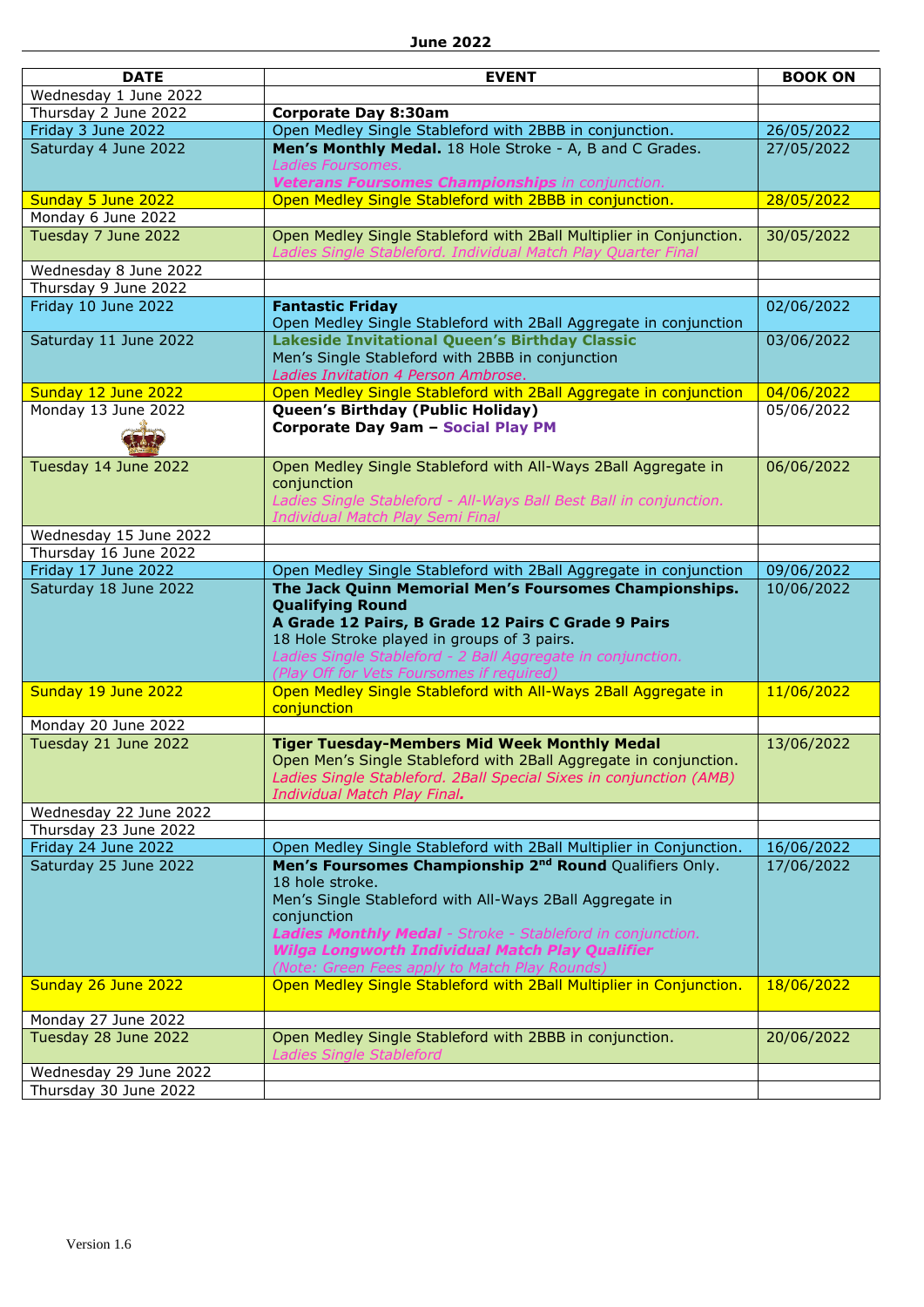## June 2022

| DATE | EVENT | BOOK ON |
|---|---|---|
| Wednesday 1 June 2022 | | |
| Thursday 2 June 2022 | **Corporate Day 8:30am** | |
| Friday 3 June 2022 | Open Medley Single Stableford with 2BBB in conjunction. | 26/05/2022 |
| Saturday 4 June 2022 | **Men's Monthly Medal.** 18 Hole Stroke - A, B and C Grades.<br>*Ladies Foursomes.*<br>***Veterans Foursomes Championships*** *in conjunction.* | 27/05/2022 |
| Sunday 5 June 2022 | Open Medley Single Stableford with 2BBB in conjunction. | 28/05/2022 |
| Monday 6 June 2022 | | |
| Tuesday 7 June 2022 | Open Medley Single Stableford with 2Ball Multiplier in Conjunction.<br>*Ladies Single Stableford. Individual Match Play Quarter Final* | 30/05/2022 |
| Wednesday 8 June 2022 | | |
| Thursday 9 June 2022 | | |
| Friday 10 June 2022 | **Fantastic Friday**<br>Open Medley Single Stableford with 2Ball Aggregate in conjunction | 02/06/2022 |
| Saturday 11 June 2022 | **Lakeside Invitational Queen's Birthday Classic**<br>Men's Single Stableford with 2BBB in conjunction<br>*Ladies Invitation 4 Person Ambrose.* | 03/06/2022 |
| Sunday 12 June 2022 | Open Medley Single Stableford with 2Ball Aggregate in conjunction | 04/06/2022 |
| Monday 13 June 2022 | **Queen's Birthday (Public Holiday)**<br>**Corporate Day 9am – Social Play PM** | 05/06/2022 |
| Tuesday 14 June 2022 | Open Medley Single Stableford with All-Ways 2Ball Aggregate in conjunction<br>*Ladies Single Stableford - All-Ways Ball Best Ball in conjunction. Individual Match Play Semi Final* | 06/06/2022 |
| Wednesday 15 June 2022 | | |
| Thursday 16 June 2022 | | |
| Friday 17 June 2022 | Open Medley Single Stableford with 2Ball Aggregate in conjunction | 09/06/2022 |
| Saturday 18 June 2022 | **The Jack Quinn Memorial Men's Foursomes Championships. Qualifying Round**<br>**A Grade 12 Pairs, B Grade 12 Pairs C Grade 9 Pairs**<br>18 Hole Stroke played in groups of 3 pairs.<br>*Ladies Single Stableford - 2 Ball Aggregate in conjunction.*<br>*(Play Off for Vets Foursomes if required)* | 10/06/2022 |
| Sunday 19 June 2022 | Open Medley Single Stableford with All-Ways 2Ball Aggregate in conjunction | 11/06/2022 |
| Monday 20 June 2022 | | |
| Tuesday 21 June 2022 | **Tiger Tuesday-Members Mid Week Monthly Medal**<br>Open Men's Single Stableford with 2Ball Aggregate in conjunction.<br>*Ladies Single Stableford. 2Ball Special Sixes in conjunction (AMB)*<br>*Individual Match Play Final.* | 13/06/2022 |
| Wednesday 22 June 2022 | | |
| Thursday 23 June 2022 | | |
| Friday 24 June 2022 | Open Medley Single Stableford with 2Ball Multiplier in Conjunction. | 16/06/2022 |
| Saturday 25 June 2022 | **Men's Foursomes Championship 2nd Round** Qualifiers Only.<br>18 hole stroke.<br>Men's Single Stableford with All-Ways 2Ball Aggregate in conjunction<br>***Ladies Monthly Medal*** *- Stroke - Stableford in conjunction.*<br>***Wilga Longworth Individual Match Play Qualifier***<br>*(Note: Green Fees apply to Match Play Rounds)* | 17/06/2022 |
| Sunday 26 June 2022 | Open Medley Single Stableford with 2Ball Multiplier in Conjunction. | 18/06/2022 |
| Monday 27 June 2022 | | |
| Tuesday 28 June 2022 | Open Medley Single Stableford with 2BBB in conjunction.<br>*Ladies Single Stableford* | 20/06/2022 |
| Wednesday 29 June 2022 | | |
| Thursday 30 June 2022 | | |

Version 1.6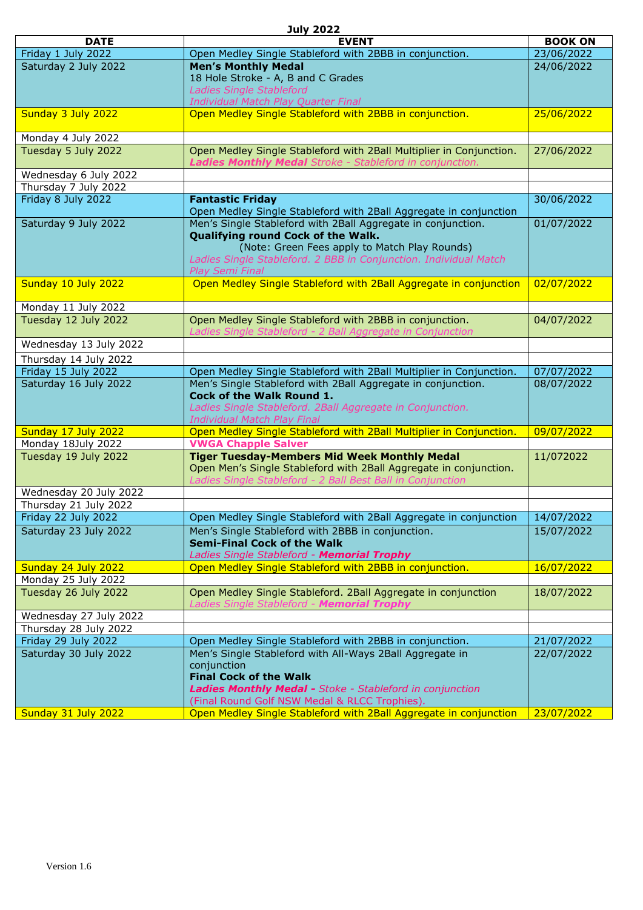**July 2022**

| DATE | EVENT | BOOK ON |
|---|---|---|
| Friday 1 July 2022 | Open Medley Single Stableford with 2BBB in conjunction. | 23/06/2022 |
| Saturday 2 July 2022 | **Men's Monthly Medal**<br>18 Hole Stroke - A, B and C Grades<br>*Ladies Single Stableford*<br>*Individual Match Play Quarter Final* | 24/06/2022 |
| Sunday 3 July 2022 | Open Medley Single Stableford with 2BBB in conjunction. | 25/06/2022 |
| Monday 4 July 2022 | | |
| Tuesday 5 July 2022 | Open Medley Single Stableford with 2Ball Multiplier in Conjunction.<br>***Ladies Monthly Medal*** *Stroke - Stableford in conjunction.* | 27/06/2022 |
| Wednesday 6 July 2022 | | |
| Thursday 7 July 2022 | | |
| Friday 8 July 2022 | **Fantastic Friday**<br>Open Medley Single Stableford with 2Ball Aggregate in conjunction | 30/06/2022 |
| Saturday 9 July 2022 | Men's Single Stableford with 2Ball Aggregate in conjunction.<br>**Qualifying round Cock of the Walk.**<br>(Note: Green Fees apply to Match Play Rounds)<br>*Ladies Single Stableford. 2 BBB in Conjunction. Individual Match Play Semi Final* | 01/07/2022 |
| Sunday 10 July 2022 | Open Medley Single Stableford with 2Ball Aggregate in conjunction | 02/07/2022 |
| Monday 11 July 2022 | | |
| Tuesday 12 July 2022 | Open Medley Single Stableford with 2BBB in conjunction.<br>*Ladies Single Stableford - 2 Ball Aggregate in Conjunction* | 04/07/2022 |
| Wednesday 13 July 2022 | | |
| Thursday 14 July 2022 | | |
| Friday 15 July 2022 | Open Medley Single Stableford with 2Ball Multiplier in Conjunction. | 07/07/2022 |
| Saturday 16 July 2022 | Men's Single Stableford with 2Ball Aggregate in conjunction.<br>**Cock of the Walk Round 1.**<br>*Ladies Single Stableford. 2Ball Aggregate in Conjunction.*<br>*Individual Match Play Final* | 08/07/2022 |
| Sunday 17 July 2022 | Open Medley Single Stableford with 2Ball Multiplier in Conjunction. | 09/07/2022 |
| Monday 18July 2022 | **VWGA Chapple Salver** | |
| Tuesday 19 July 2022 | **Tiger Tuesday-Members Mid Week Monthly Medal**<br>Open Men's Single Stableford with 2Ball Aggregate in conjunction.<br>*Ladies Single Stableford - 2 Ball Best Ball in Conjunction* | 11/072022 |
| Wednesday 20 July 2022 | | |
| Thursday 21 July 2022 | | |
| Friday 22 July 2022 | Open Medley Single Stableford with 2Ball Aggregate in conjunction | 14/07/2022 |
| Saturday 23 July 2022 | Men's Single Stableford with 2BBB in conjunction.<br>**Semi-Final Cock of the Walk**<br>*Ladies Single Stableford -* ***Memorial Trophy*** | 15/07/2022 |
| Sunday 24 July 2022 | Open Medley Single Stableford with 2BBB in conjunction. | 16/07/2022 |
| Monday 25 July 2022 | | |
| Tuesday 26 July 2022 | Open Medley Single Stableford. 2Ball Aggregate in conjunction<br>*Ladies Single Stableford -* ***Memorial Trophy*** | 18/07/2022 |
| Wednesday 27 July 2022 | | |
| Thursday 28 July 2022 | | |
| Friday 29 July 2022 | Open Medley Single Stableford with 2BBB in conjunction. | 21/07/2022 |
| Saturday 30 July 2022 | Men's Single Stableford with All-Ways 2Ball Aggregate in conjunction<br>**Final Cock of the Walk**<br>***Ladies Monthly Medal -*** *Stoke - Stableford in conjunction*<br>(Final Round Golf NSW Medal & RLCC Trophies). | 22/07/2022 |
| Sunday 31 July 2022 | Open Medley Single Stableford with 2Ball Aggregate in conjunction | 23/07/2022 |

Version 1.6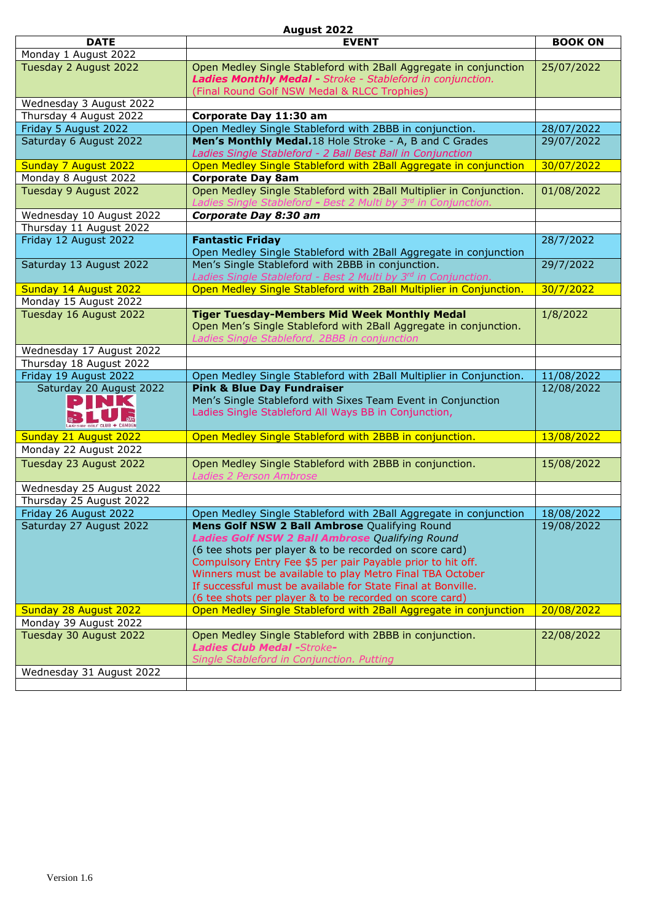**August 2022**

| DATE | EVENT | BOOK ON |
|---|---|---|
| Monday 1 August 2022 | | |
| Tuesday 2 August 2022 | Open Medley Single Stableford with 2Ball Aggregate in conjunction<br>***Ladies Monthly Medal*** *- Stroke - Stableford in conjunction.*<br>(Final Round Golf NSW Medal & RLCC Trophies) | 25/07/2022 |
| Wednesday 3 August 2022 | | |
| Thursday 4 August 2022 | **Corporate Day 11:30 am** | |
| Friday 5 August 2022 | Open Medley Single Stableford with 2BBB in conjunction. | 28/07/2022 |
| Saturday 6 August 2022 | **Men's Monthly Medal.** 18 Hole Stroke - A, B and C Grades<br>*Ladies Single Stableford - 2 Ball Best Ball in Conjunction* | 29/07/2022 |
| Sunday 7 August 2022 | Open Medley Single Stableford with 2Ball Aggregate in conjunction | 30/07/2022 |
| Monday 8 August 2022 | **Corporate Day 8am** | |
| Tuesday 9 August 2022 | Open Medley Single Stableford with 2Ball Multiplier in Conjunction.<br>*Ladies Single Stableford - Best 2 Multi by 3rd in Conjunction.* | 01/08/2022 |
| Wednesday 10 August 2022 | ***Corporate Day 8:30 am*** | |
| Thursday 11 August 2022 | | |
| Friday 12 August 2022 | **Fantastic Friday**<br>Open Medley Single Stableford with 2Ball Aggregate in conjunction | 28/7/2022 |
| Saturday 13 August 2022 | Men's Single Stableford with 2BBB in conjunction.<br>*Ladies Single Stableford - Best 2 Multi by 3rd in Conjunction.* | 29/7/2022 |
| Sunday 14 August 2022 | Open Medley Single Stableford with 2Ball Multiplier in Conjunction. | 30/7/2022 |
| Monday 15 August 2022 | | |
| Tuesday 16 August 2022 | **Tiger Tuesday-Members Mid Week Monthly Medal**<br>Open Men's Single Stableford with 2Ball Aggregate in conjunction.<br>*Ladies Single Stableford. 2BBB in conjunction* | 1/8/2022 |
| Wednesday 17 August 2022 | | |
| Thursday 18 August 2022 | | |
| Friday 19 August 2022 | Open Medley Single Stableford with 2Ball Multiplier in Conjunction. | 11/08/2022 |
| Saturday 20 August 2022<br>PINK BLUE DAY LAKESIDE GOLF CLUB CAMDEN | **Pink & Blue Day Fundraiser**<br>Men's Single Stableford with Sixes Team Event in Conjunction<br>Ladies Single Stableford All Ways BB in Conjunction, | 12/08/2022 |
| Sunday 21 August 2022 | Open Medley Single Stableford with 2BBB in conjunction. | 13/08/2022 |
| Monday 22 August 2022 | | |
| Tuesday 23 August 2022 | Open Medley Single Stableford with 2BBB in conjunction.<br>*Ladies 2 Person Ambrose* | 15/08/2022 |
| Wednesday 25 August 2022 | | |
| Thursday 25 August 2022 | | |
| Friday 26 August 2022 | Open Medley Single Stableford with 2Ball Aggregate in conjunction | 18/08/2022 |
| Saturday 27 August 2022 | **Mens Golf NSW 2 Ball Ambrose** Qualifying Round<br>***Ladies Golf NSW 2 Ball Ambrose*** *Qualifying Round*<br>(6 tee shots per player & to be recorded on score card)<br>Compulsory Entry Fee $5 per pair Payable prior to hit off.<br>Winners must be available to play Metro Final TBA October<br>If successful must be available for State Final at Bonville.<br>(6 tee shots per player & to be recorded on score card) | 19/08/2022 |
| Sunday 28 August 2022 | Open Medley Single Stableford with 2Ball Aggregate in conjunction | 20/08/2022 |
| Monday 39 August 2022 | | |
| Tuesday 30 August 2022 | Open Medley Single Stableford with 2BBB in conjunction.<br>***Ladies Club Medal*** *-Stroke-*<br>*Single Stableford in Conjunction. Putting* | 22/08/2022 |
| Wednesday 31 August 2022 | | |
| | | |

Version 1.6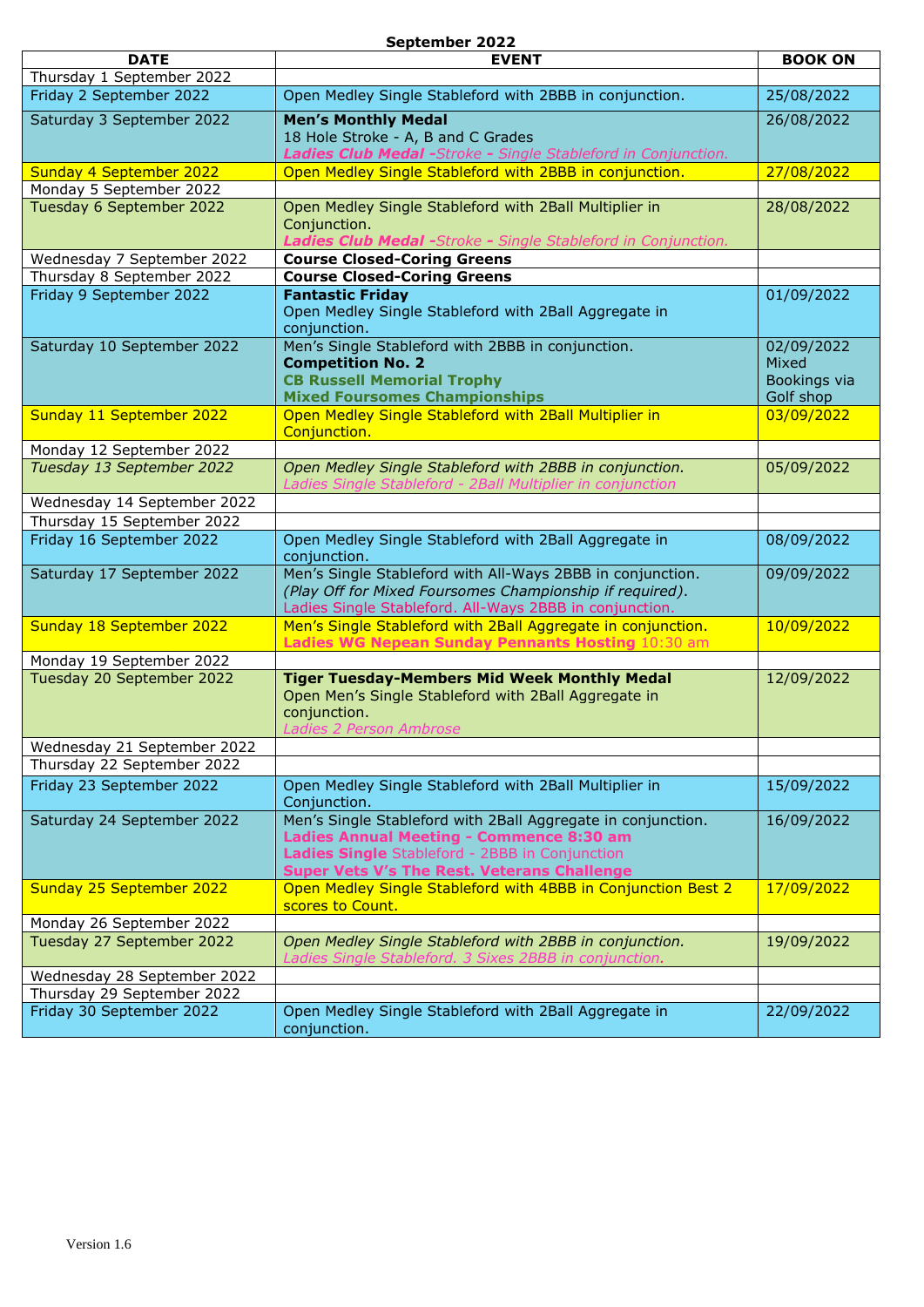**September 2022**

| DATE | EVENT | BOOK ON |
|---|---|---|
| Thursday 1 September 2022 | | |
| Friday 2 September 2022 | Open Medley Single Stableford with 2BBB in conjunction. | 25/08/2022 |
| Saturday 3 September 2022 | **Men's Monthly Medal**<br>18 Hole Stroke - A, B and C Grades<br>***Ladies Club Medal -****Stroke - Single Stableford in Conjunction.* | 26/08/2022 |
| Sunday 4 September 2022 | Open Medley Single Stableford with 2BBB in conjunction. | 27/08/2022 |
| Monday 5 September 2022 | | |
| Tuesday 6 September 2022 | Open Medley Single Stableford with 2Ball Multiplier in Conjunction.<br>***Ladies Club Medal -****Stroke - Single Stableford in Conjunction.* | 28/08/2022 |
| Wednesday 7 September 2022 | **Course Closed-Coring Greens** | |
| Thursday 8 September 2022 | **Course Closed-Coring Greens** | |
| Friday 9 September 2022 | **Fantastic Friday**<br>Open Medley Single Stableford with 2Ball Aggregate in conjunction. | 01/09/2022 |
| Saturday 10 September 2022 | Men's Single Stableford with 2BBB in conjunction.<br>**Competition No. 2**<br>**CB Russell Memorial Trophy**<br>**Mixed Foursomes Championships** | 02/09/2022<br>Mixed Bookings via Golf shop |
| Sunday 11 September 2022 | Open Medley Single Stableford with 2Ball Multiplier in Conjunction. | 03/09/2022 |
| Monday 12 September 2022 | | |
| *Tuesday 13 September 2022* | *Open Medley Single Stableford with 2BBB in conjunction.*<br>*Ladies Single Stableford - 2Ball Multiplier in conjunction* | 05/09/2022 |
| Wednesday 14 September 2022 | | |
| Thursday 15 September 2022 | | |
| Friday 16 September 2022 | Open Medley Single Stableford with 2Ball Aggregate in conjunction. | 08/09/2022 |
| Saturday 17 September 2022 | Men's Single Stableford with All-Ways 2BBB in conjunction.<br>*(Play Off for Mixed Foursomes Championship if required).*<br>Ladies Single Stableford. All-Ways 2BBB in conjunction. | 09/09/2022 |
| Sunday 18 September 2022 | Men's Single Stableford with 2Ball Aggregate in conjunction.<br>**Ladies WG Nepean Sunday Pennants Hosting** 10:30 am | 10/09/2022 |
| Monday 19 September 2022 | | |
| Tuesday 20 September 2022 | **Tiger Tuesday-Members Mid Week Monthly Medal**<br>Open Men's Single Stableford with 2Ball Aggregate in conjunction.<br>*Ladies 2 Person Ambrose* | 12/09/2022 |
| Wednesday 21 September 2022 | | |
| Thursday 22 September 2022 | | |
| Friday 23 September 2022 | Open Medley Single Stableford with 2Ball Multiplier in Conjunction. | 15/09/2022 |
| Saturday 24 September 2022 | Men's Single Stableford with 2Ball Aggregate in conjunction.<br>**Ladies Annual Meeting - Commence 8:30 am**<br>**Ladies Single** Stableford - 2BBB in Conjunction<br>**Super Vets V's The Rest. Veterans Challenge** | 16/09/2022 |
| Sunday 25 September 2022 | Open Medley Single Stableford with 4BBB in Conjunction Best 2 scores to Count. | 17/09/2022 |
| Monday 26 September 2022 | | |
| Tuesday 27 September 2022 | *Open Medley Single Stableford with 2BBB in conjunction.*<br>*Ladies Single Stableford. 3 Sixes 2BBB in conjunction.* | 19/09/2022 |
| Wednesday 28 September 2022 | | |
| Thursday 29 September 2022 | | |
| Friday 30 September 2022 | Open Medley Single Stableford with 2Ball Aggregate in conjunction. | 22/09/2022 |

Version 1.6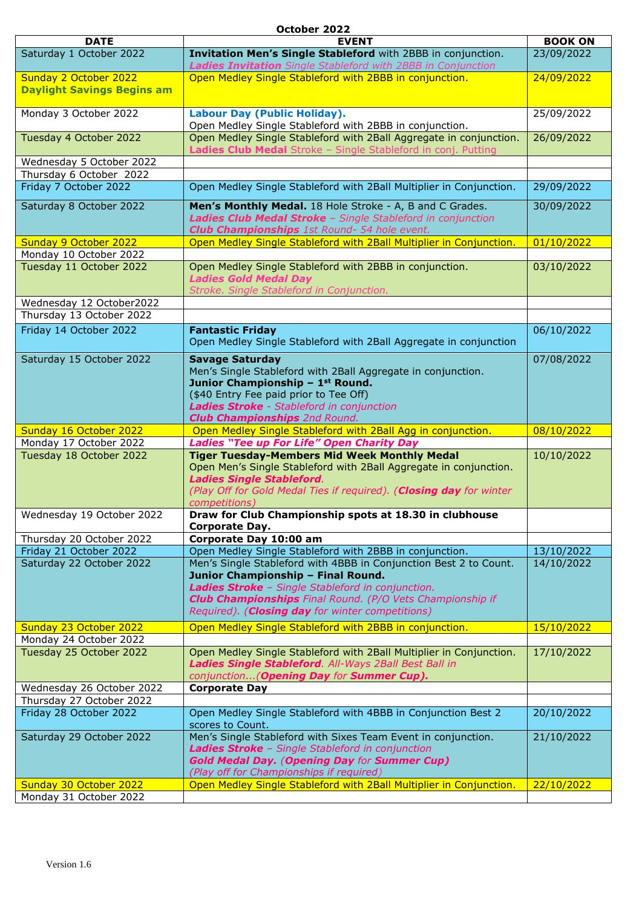# October 2022

| DATE | EVENT | BOOK ON |
|---|---|---|
| Saturday 1 October 2022 | **Invitation Men's Single Stableford** with 2BBB in conjunction.<br>***Ladies Invitation*** *Single Stableford with 2BBB in Conjunction* | 23/09/2022 |
| Sunday 2 October 2022<br>**Daylight Savings Begins am** | Open Medley Single Stableford with 2BBB in conjunction. | 24/09/2022 |
| Monday 3 October 2022 | **Labour Day (Public Holiday).**<br>Open Medley Single Stableford with 2BBB in conjunction. | 25/09/2022 |
| Tuesday 4 October 2022 | Open Medley Single Stableford with 2Ball Aggregate in conjunction.<br>**Ladies Club Medal** Stroke – Single Stableford in conj. Putting | 26/09/2022 |
| Wednesday 5 October 2022 | | |
| Thursday 6 October 2022 | | |
| Friday 7 October 2022 | Open Medley Single Stableford with 2Ball Multiplier in Conjunction. | 29/09/2022 |
| Saturday 8 October 2022 | **Men's Monthly Medal.** 18 Hole Stroke - A, B and C Grades.<br>***Ladies Club Medal Stroke*** *– Single Stableford in conjunction*<br>***Club Championships*** *1st Round- 54 hole event.* | 30/09/2022 |
| Sunday 9 October 2022 | Open Medley Single Stableford with 2Ball Multiplier in Conjunction. | 01/10/2022 |
| Monday 10 October 2022 | | |
| Tuesday 11 October 2022 | Open Medley Single Stableford with 2BBB in conjunction.<br>***Ladies Gold Medal Day***<br>*Stroke. Single Stableford in Conjunction.* | 03/10/2022 |
| Wednesday 12 October2022 | | |
| Thursday 13 October 2022 | | |
| Friday 14 October 2022 | **Fantastic Friday**<br>Open Medley Single Stableford with 2Ball Aggregate in conjunction | 06/10/2022 |
| Saturday 15 October 2022 | **Savage Saturday**<br>Men's Single Stableford with 2Ball Aggregate in conjunction.<br>**Junior Championship – 1st Round.**<br>($40 Entry Fee paid prior to Tee Off)<br>***Ladies Stroke*** *- Stableford in conjunction*<br>***Club Championships*** *2nd Round.* | 07/08/2022 |
| Sunday 16 October 2022 | Open Medley Single Stableford with 2Ball Agg in conjunction. | 08/10/2022 |
| Monday 17 October 2022 | ***Ladies "Tee up For Life" Open Charity Day*** | |
| Tuesday 18 October 2022 | **Tiger Tuesday-Members Mid Week Monthly Medal**<br>Open Men's Single Stableford with 2Ball Aggregate in conjunction.<br>***Ladies Single Stableford.***<br>*(Play Off for Gold Medal Ties if required). (**Closing day** for winter competitions)* | 10/10/2022 |
| Wednesday 19 October 2022 | **Draw for Club Championship spots at 18.30 in clubhouse**<br>**Corporate Day.** | |
| Thursday 20 October 2022 | **Corporate Day 10:00 am** | |
| Friday 21 October 2022 | Open Medley Single Stableford with 2BBB in conjunction. | 13/10/2022 |
| Saturday 22 October 2022 | Men's Single Stableford with 4BBB in Conjunction Best 2 to Count.<br>**Junior Championship – Final Round.**<br>***Ladies Stroke*** *– Single Stableford in conjunction.*<br>***Club Championships*** *Final Round. (P/O Vets Championship if Required). (**Closing day** for winter competitions)* | 14/10/2022 |
| Sunday 23 October 2022 | Open Medley Single Stableford with 2BBB in conjunction. | 15/10/2022 |
| Monday 24 October 2022 | | |
| Tuesday 25 October 2022 | Open Medley Single Stableford with 2Ball Multiplier in Conjunction.<br>***Ladies Single Stableford****. All-Ways 2Ball Best Ball in conjunction…(**Opening Day** for **Summer Cup**).* | 17/10/2022 |
| Wednesday 26 October 2022 | **Corporate Day** | |
| Thursday 27 October 2022 | | |
| Friday 28 October 2022 | Open Medley Single Stableford with 4BBB in Conjunction Best 2 scores to Count. | 20/10/2022 |
| Saturday 29 October 2022 | Men's Single Stableford with Sixes Team Event in conjunction.<br>***Ladies Stroke*** *– Single Stableford in conjunction*<br>***Gold Medal Day. (Opening Day for Summer Cup)***<br>*(Play off for Championships if required)* | 21/10/2022 |
| Sunday 30 October 2022 | Open Medley Single Stableford with 2Ball Multiplier in Conjunction. | 22/10/2022 |
| Monday 31 October 2022 | | |

Version 1.6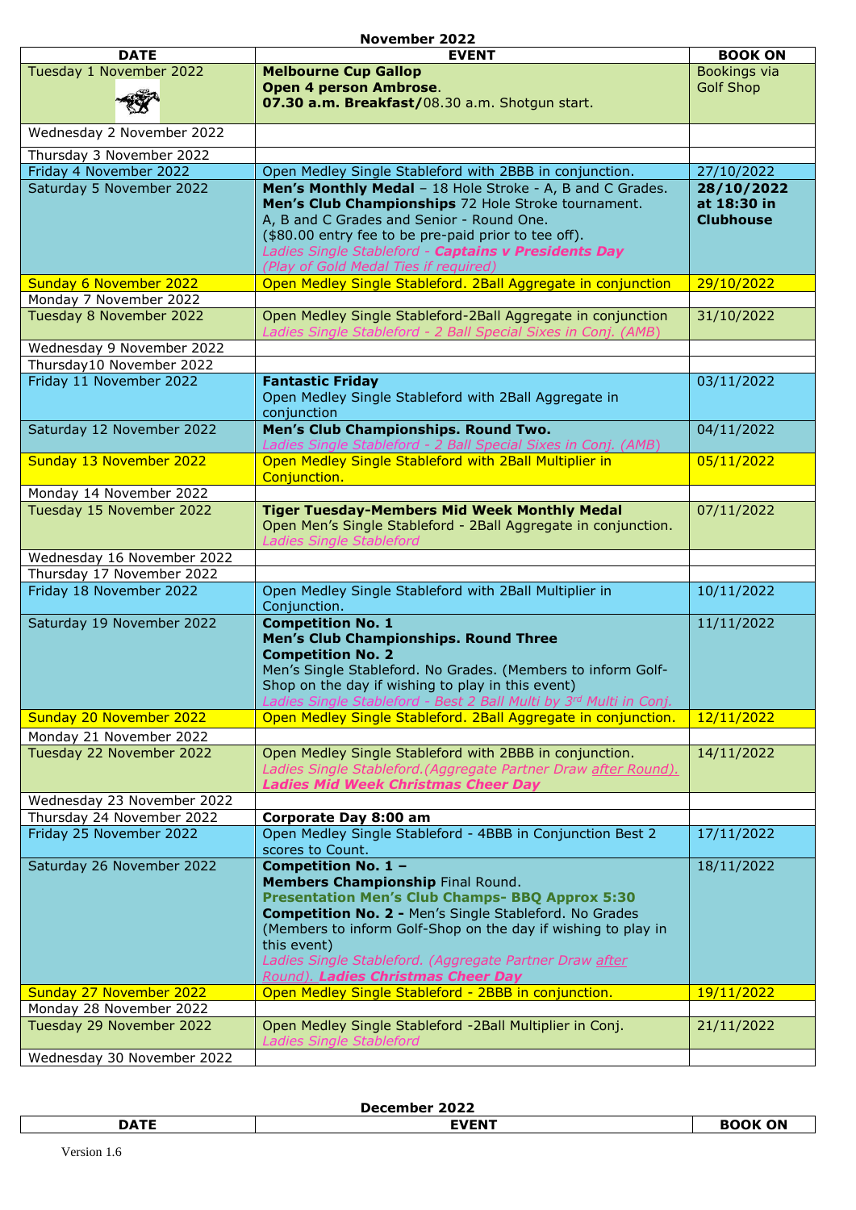**November 2022**

| DATE | EVENT | BOOK ON |
|---|---|---|
| Tuesday 1 November 2022 | **Melbourne Cup Gallop** **Open 4 person Ambrose**. **07.30 a.m. Breakfast/**08.30 a.m. Shotgun start. | Bookings via Golf Shop |
| Wednesday 2 November 2022 | | |
| Thursday 3 November 2022 | | |
| Friday 4 November 2022 | Open Medley Single Stableford with 2BBB in conjunction. | 27/10/2022 |
| Saturday 5 November 2022 | **Men's Monthly Medal** – 18 Hole Stroke - A, B and C Grades. **Men's Club Championships** 72 Hole Stroke tournament. A, B and C Grades and Senior - Round One. ($80.00 entry fee to be pre-paid prior to tee off). *Ladies Single Stableford - **Captains v Presidents Day*** *(Play of Gold Medal Ties if required)* | **28/10/2022 at 18:30 in Clubhouse** |
| Sunday 6 November 2022 | Open Medley Single Stableford. 2Ball Aggregate in conjunction | 29/10/2022 |
| Monday 7 November 2022 | | |
| Tuesday 8 November 2022 | Open Medley Single Stableford-2Ball Aggregate in conjunction *Ladies Single Stableford - 2 Ball Special Sixes in Conj. (AMB)* | 31/10/2022 |
| Wednesday 9 November 2022 | | |
| Thursday10 November 2022 | | |
| Friday 11 November 2022 | **Fantastic Friday** Open Medley Single Stableford with 2Ball Aggregate in conjunction | 03/11/2022 |
| Saturday 12 November 2022 | **Men's Club Championships. Round Two.** *Ladies Single Stableford - 2 Ball Special Sixes in Conj. (AMB)* | 04/11/2022 |
| Sunday 13 November 2022 | Open Medley Single Stableford with 2Ball Multiplier in Conjunction. | 05/11/2022 |
| Monday 14 November 2022 | | |
| Tuesday 15 November 2022 | **Tiger Tuesday-Members Mid Week Monthly Medal** Open Men's Single Stableford - 2Ball Aggregate in conjunction. *Ladies Single Stableford* | 07/11/2022 |
| Wednesday 16 November 2022 | | |
| Thursday 17 November 2022 | | |
| Friday 18 November 2022 | Open Medley Single Stableford with 2Ball Multiplier in Conjunction. | 10/11/2022 |
| Saturday 19 November 2022 | **Competition No. 1** **Men's Club Championships. Round Three** **Competition No. 2** Men's Single Stableford. No Grades. (Members to inform Golf-Shop on the day if wishing to play in this event) *Ladies Single Stableford - Best 2 Ball Multi by 3rd Multi in Conj.* | 11/11/2022 |
| Sunday 20 November 2022 | Open Medley Single Stableford. 2Ball Aggregate in conjunction. | 12/11/2022 |
| Monday 21 November 2022 | | |
| Tuesday 22 November 2022 | Open Medley Single Stableford with 2BBB in conjunction. *Ladies Single Stableford.(Aggregate Partner Draw after Round).* ***Ladies Mid Week Christmas Cheer Day*** | 14/11/2022 |
| Wednesday 23 November 2022 | | |
| Thursday 24 November 2022 | **Corporate Day 8:00 am** | |
| Friday 25 November 2022 | Open Medley Single Stableford - 4BBB in Conjunction Best 2 scores to Count. | 17/11/2022 |
| Saturday 26 November 2022 | **Competition No. 1 –** **Members Championship** Final Round. **Presentation Men's Club Champs- BBQ Approx 5:30** **Competition No. 2 -** Men's Single Stableford. No Grades (Members to inform Golf-Shop on the day if wishing to play in this event) *Ladies Single Stableford. (Aggregate Partner Draw after Round).* ***Ladies Christmas Cheer Day*** | 18/11/2022 |
| Sunday 27 November 2022 | Open Medley Single Stableford - 2BBB in conjunction. | 19/11/2022 |
| Monday 28 November 2022 | | |
| Tuesday 29 November 2022 | Open Medley Single Stableford -2Ball Multiplier in Conj. *Ladies Single Stableford* | 21/11/2022 |
| Wednesday 30 November 2022 | | |

**December 2022**

| DATE | EVENT | BOOK ON |
|---|---|---|

Version 1.6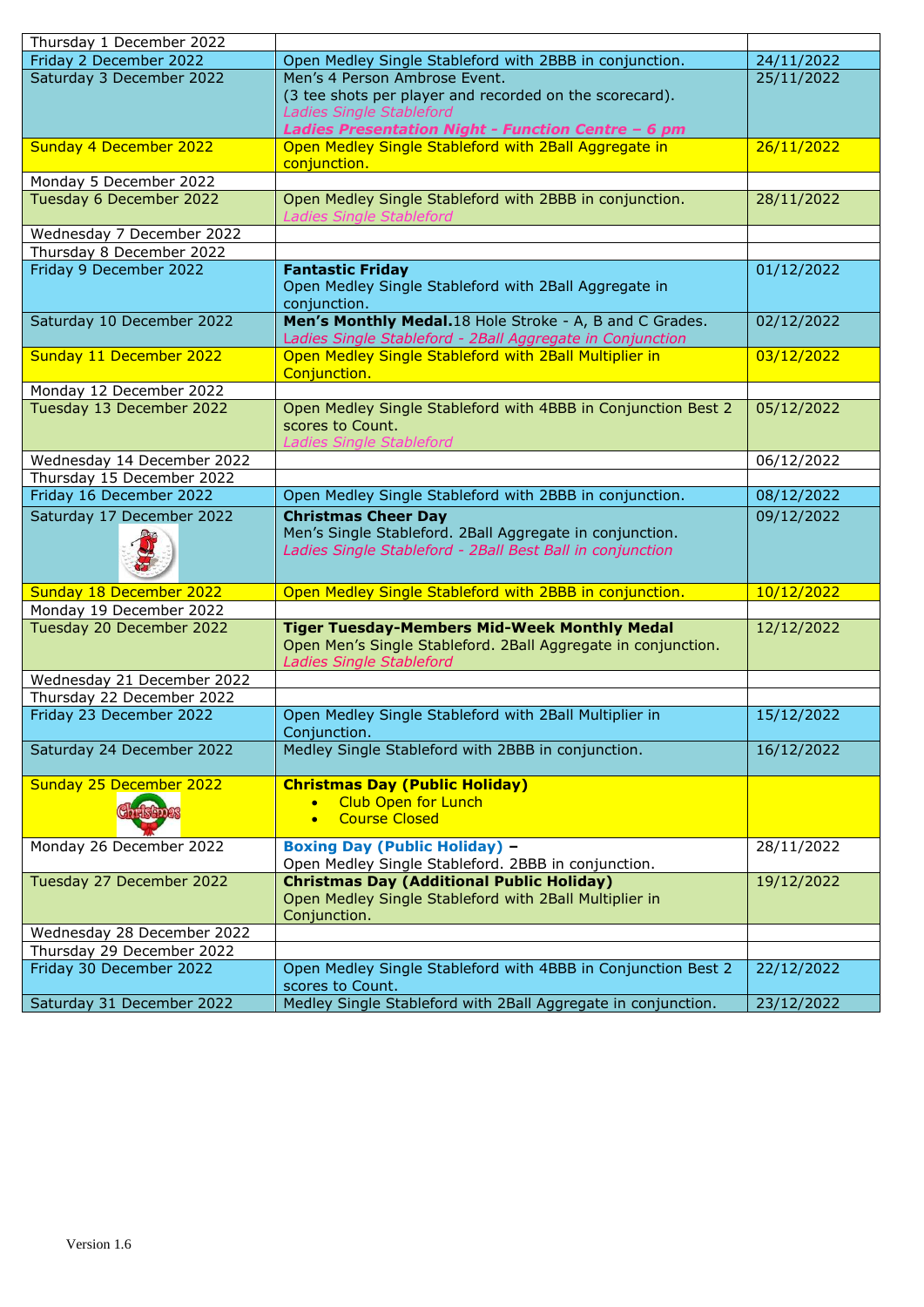| | | |
|---|---|---|
| Thursday 1 December 2022 | | |
| Friday 2 December 2022 | Open Medley Single Stableford with 2BBB in conjunction. | 24/11/2022 |
| Saturday 3 December 2022 | Men's 4 Person Ambrose Event.<br>(3 tee shots per player and recorded on the scorecard).<br>*Ladies Single Stableford*<br>***Ladies Presentation Night - Function Centre – 6 pm*** | 25/11/2022 |
| Sunday 4 December 2022 | Open Medley Single Stableford with 2Ball Aggregate in conjunction. | 26/11/2022 |
| Monday 5 December 2022 | | |
| Tuesday 6 December 2022 | Open Medley Single Stableford with 2BBB in conjunction.<br>*Ladies Single Stableford* | 28/11/2022 |
| Wednesday 7 December 2022 | | |
| Thursday 8 December 2022 | | |
| Friday 9 December 2022 | **Fantastic Friday**<br>Open Medley Single Stableford with 2Ball Aggregate in conjunction. | 01/12/2022 |
| Saturday 10 December 2022 | **Men's Monthly Medal.**18 Hole Stroke - A, B and C Grades.<br>*Ladies Single Stableford - 2Ball Aggregate in Conjunction* | 02/12/2022 |
| Sunday 11 December 2022 | Open Medley Single Stableford with 2Ball Multiplier in Conjunction. | 03/12/2022 |
| Monday 12 December 2022 | | |
| Tuesday 13 December 2022 | Open Medley Single Stableford with 4BBB in Conjunction Best 2 scores to Count.<br>*Ladies Single Stableford* | 05/12/2022 |
| Wednesday 14 December 2022 | | 06/12/2022 |
| Thursday 15 December 2022 | | |
| Friday 16 December 2022 | Open Medley Single Stableford with 2BBB in conjunction. | 08/12/2022 |
| Saturday 17 December 2022 | **Christmas Cheer Day**<br>Men's Single Stableford. 2Ball Aggregate in conjunction.<br>*Ladies Single Stableford - 2Ball Best Ball in conjunction* | 09/12/2022 |
| Sunday 18 December 2022 | Open Medley Single Stableford with 2BBB in conjunction. | 10/12/2022 |
| Monday 19 December 2022 | | |
| Tuesday 20 December 2022 | **Tiger Tuesday-Members Mid-Week Monthly Medal**<br>Open Men's Single Stableford. 2Ball Aggregate in conjunction.<br>*Ladies Single Stableford* | 12/12/2022 |
| Wednesday 21 December 2022 | | |
| Thursday 22 December 2022 | | |
| Friday 23 December 2022 | Open Medley Single Stableford with 2Ball Multiplier in Conjunction. | 15/12/2022 |
| Saturday 24 December 2022 | Medley Single Stableford with 2BBB in conjunction. | 16/12/2022 |
| Sunday 25 December 2022 | **Christmas Day (Public Holiday)**<br>• Club Open for Lunch<br>• Course Closed | |
| Monday 26 December 2022 | **Boxing Day (Public Holiday) –**<br>Open Medley Single Stableford. 2BBB in conjunction. | 28/11/2022 |
| Tuesday 27 December 2022 | **Christmas Day (Additional Public Holiday)**<br>Open Medley Single Stableford with 2Ball Multiplier in Conjunction. | 19/12/2022 |
| Wednesday 28 December 2022 | | |
| Thursday 29 December 2022 | | |
| Friday 30 December 2022 | Open Medley Single Stableford with 4BBB in Conjunction Best 2 scores to Count. | 22/12/2022 |
| Saturday 31 December 2022 | Medley Single Stableford with 2Ball Aggregate in conjunction. | 23/12/2022 |

Version 1.6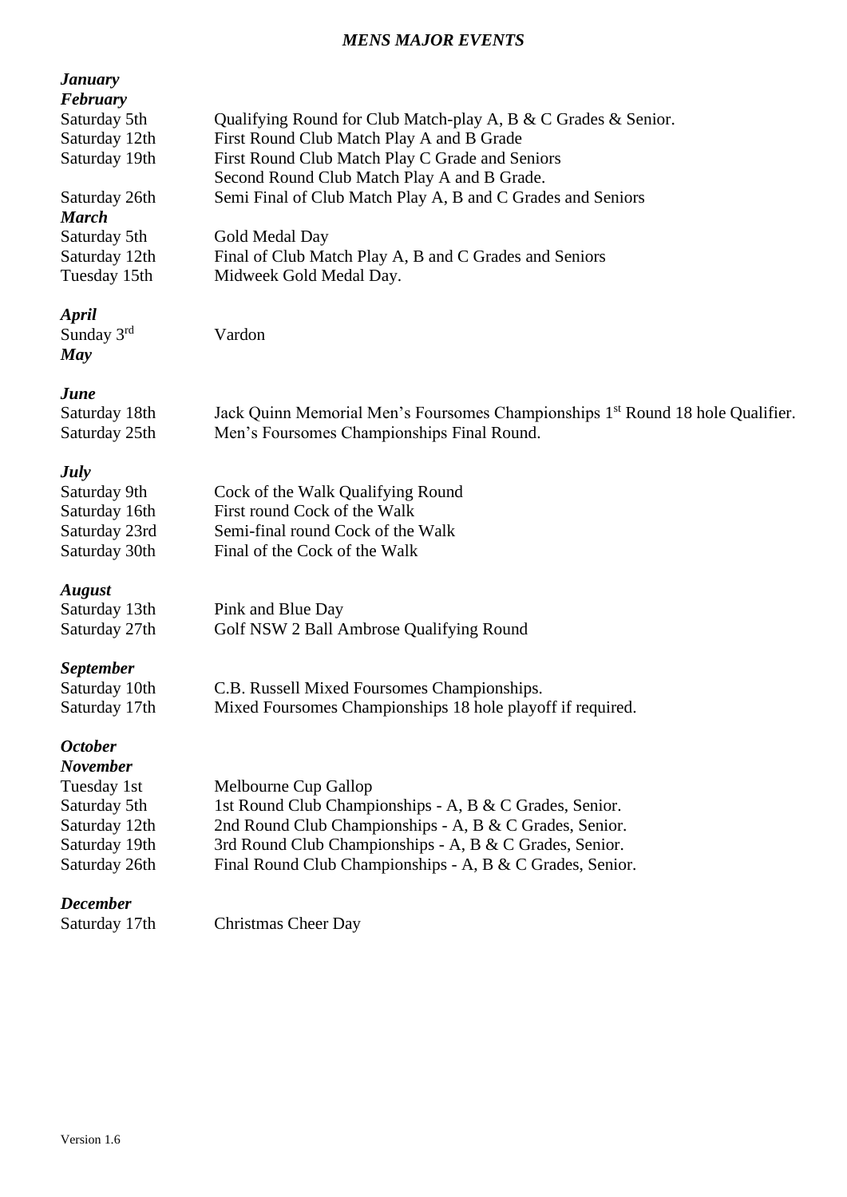# *MENS MAJOR EVENTS*

***January***

***February***

| | |
|---|---|
| Saturday 5th | Qualifying Round for Club Match-play A, B & C Grades & Senior. |
| Saturday 12th | First Round Club Match Play A and B Grade |
| Saturday 19th | First Round Club Match Play C Grade and Seniors<br>Second Round Club Match Play A and B Grade. |
| Saturday 26th | Semi Final of Club Match Play A, B and C Grades and Seniors |

***March***

| | |
|---|---|
| Saturday 5th | Gold Medal Day |
| Saturday 12th | Final of Club Match Play A, B and C Grades and Seniors |
| Tuesday 15th | Midweek Gold Medal Day. |

***April***

| | |
|---|---|
| Sunday 3rd | Vardon |

***May***

***June***

| | |
|---|---|
| Saturday 18th | Jack Quinn Memorial Men's Foursomes Championships 1st Round 18 hole Qualifier. |
| Saturday 25th | Men's Foursomes Championships Final Round. |

***July***

| | |
|---|---|
| Saturday 9th | Cock of the Walk Qualifying Round |
| Saturday 16th | First round Cock of the Walk |
| Saturday 23rd | Semi-final round Cock of the Walk |
| Saturday 30th | Final of the Cock of the Walk |

***August***

| | |
|---|---|
| Saturday 13th | Pink and Blue Day |
| Saturday 27th | Golf NSW 2 Ball Ambrose Qualifying Round |

***September***

| | |
|---|---|
| Saturday 10th | C.B. Russell Mixed Foursomes Championships. |
| Saturday 17th | Mixed Foursomes Championships 18 hole playoff if required. |

***October***

***November***

| | |
|---|---|
| Tuesday 1st | Melbourne Cup Gallop |
| Saturday 5th | 1st Round Club Championships - A, B & C Grades, Senior. |
| Saturday 12th | 2nd Round Club Championships - A, B & C Grades, Senior. |
| Saturday 19th | 3rd Round Club Championships - A, B & C Grades, Senior. |
| Saturday 26th | Final Round Club Championships - A, B & C Grades, Senior. |

***December***

| | |
|---|---|
| Saturday 17th | Christmas Cheer Day |

Version 1.6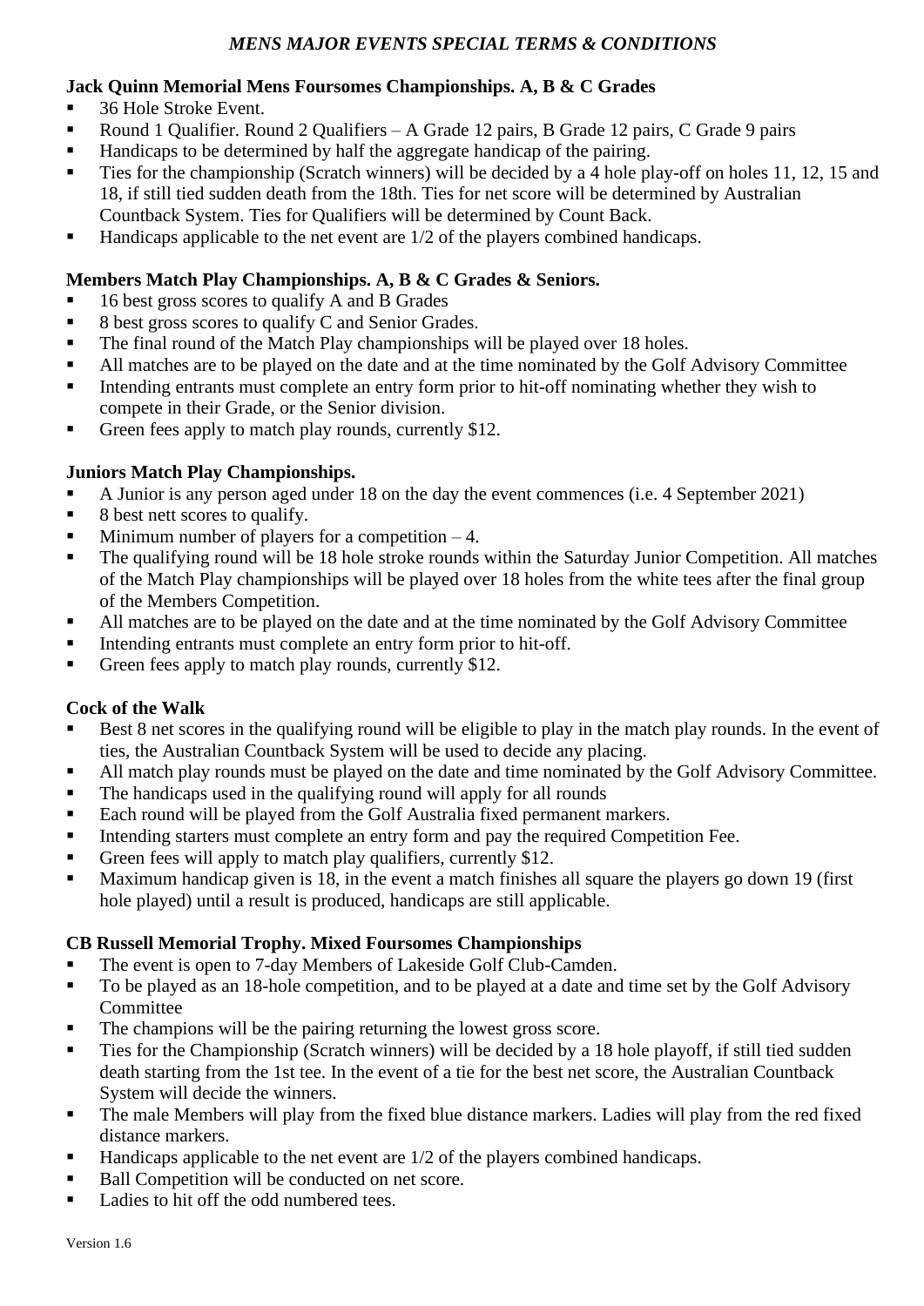## *MENS MAJOR EVENTS SPECIAL TERMS & CONDITIONS*

### Jack Quinn Memorial Mens Foursomes Championships. A, B & C Grades

- 36 Hole Stroke Event.
- Round 1 Qualifier. Round 2 Qualifiers – A Grade 12 pairs, B Grade 12 pairs, C Grade 9 pairs
- Handicaps to be determined by half the aggregate handicap of the pairing.
- Ties for the championship (Scratch winners) will be decided by a 4 hole play-off on holes 11, 12, 15 and 18, if still tied sudden death from the 18th. Ties for net score will be determined by Australian Countback System. Ties for Qualifiers will be determined by Count Back.
- Handicaps applicable to the net event are 1/2 of the players combined handicaps.

### Members Match Play Championships. A, B & C Grades & Seniors.

- 16 best gross scores to qualify A and B Grades
- 8 best gross scores to qualify C and Senior Grades.
- The final round of the Match Play championships will be played over 18 holes.
- All matches are to be played on the date and at the time nominated by the Golf Advisory Committee
- Intending entrants must complete an entry form prior to hit-off nominating whether they wish to compete in their Grade, or the Senior division.
- Green fees apply to match play rounds, currently $12.

### Juniors Match Play Championships.

- A Junior is any person aged under 18 on the day the event commences (i.e. 4 September 2021)
- 8 best nett scores to qualify.
- Minimum number of players for a competition – 4.
- The qualifying round will be 18 hole stroke rounds within the Saturday Junior Competition. All matches of the Match Play championships will be played over 18 holes from the white tees after the final group of the Members Competition.
- All matches are to be played on the date and at the time nominated by the Golf Advisory Committee
- Intending entrants must complete an entry form prior to hit-off.
- Green fees apply to match play rounds, currently $12.

### Cock of the Walk

- Best 8 net scores in the qualifying round will be eligible to play in the match play rounds. In the event of ties, the Australian Countback System will be used to decide any placing.
- All match play rounds must be played on the date and time nominated by the Golf Advisory Committee.
- The handicaps used in the qualifying round will apply for all rounds
- Each round will be played from the Golf Australia fixed permanent markers.
- Intending starters must complete an entry form and pay the required Competition Fee.
- Green fees will apply to match play qualifiers, currently $12.
- Maximum handicap given is 18, in the event a match finishes all square the players go down 19 (first hole played) until a result is produced, handicaps are still applicable.

### CB Russell Memorial Trophy. Mixed Foursomes Championships

- The event is open to 7-day Members of Lakeside Golf Club-Camden.
- To be played as an 18-hole competition, and to be played at a date and time set by the Golf Advisory Committee
- The champions will be the pairing returning the lowest gross score.
- Ties for the Championship (Scratch winners) will be decided by a 18 hole playoff, if still tied sudden death starting from the 1st tee. In the event of a tie for the best net score, the Australian Countback System will decide the winners.
- The male Members will play from the fixed blue distance markers. Ladies will play from the red fixed distance markers.
- Handicaps applicable to the net event are 1/2 of the players combined handicaps.
- Ball Competition will be conducted on net score.
- Ladies to hit off the odd numbered tees.

Version 1.6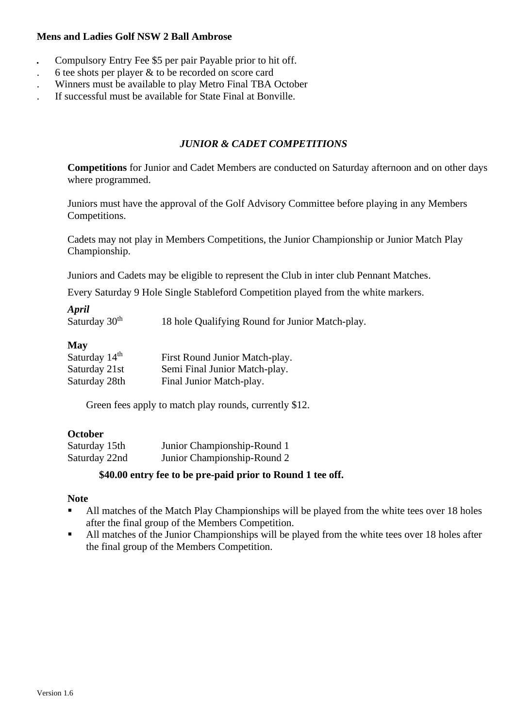**Mens and Ladies Golf NSW 2 Ball Ambrose**

- Compulsory Entry Fee $5 per pair Payable prior to hit off.
- 6 tee shots per player & to be recorded on score card
- Winners must be available to play Metro Final TBA October
- If successful must be available for State Final at Bonville.

## *JUNIOR & CADET COMPETITIONS*

**Competitions** for Junior and Cadet Members are conducted on Saturday afternoon and on other days where programmed.

Juniors must have the approval of the Golf Advisory Committee before playing in any Members Competitions.

Cadets may not play in Members Competitions, the Junior Championship or Junior Match Play Championship.

Juniors and Cadets may be eligible to represent the Club in inter club Pennant Matches.

Every Saturday 9 Hole Single Stableford Competition played from the white markers.

***April***

| | |
|---|---|
| Saturday 30th | 18 hole Qualifying Round for Junior Match-play. |

**May**

| | |
|---|---|
| Saturday 14th | First Round Junior Match-play. |
| Saturday 21st | Semi Final Junior Match-play. |
| Saturday 28th | Final Junior Match-play. |

Green fees apply to match play rounds, currently $12.

**October**

| | |
|---|---|
| Saturday 15th | Junior Championship-Round 1 |
| Saturday 22nd | Junior Championship-Round 2 |

**$40.00 entry fee to be pre-paid prior to Round 1 tee off.**

**Note**

- All matches of the Match Play Championships will be played from the white tees over 18 holes after the final group of the Members Competition.
- All matches of the Junior Championships will be played from the white tees over 18 holes after the final group of the Members Competition.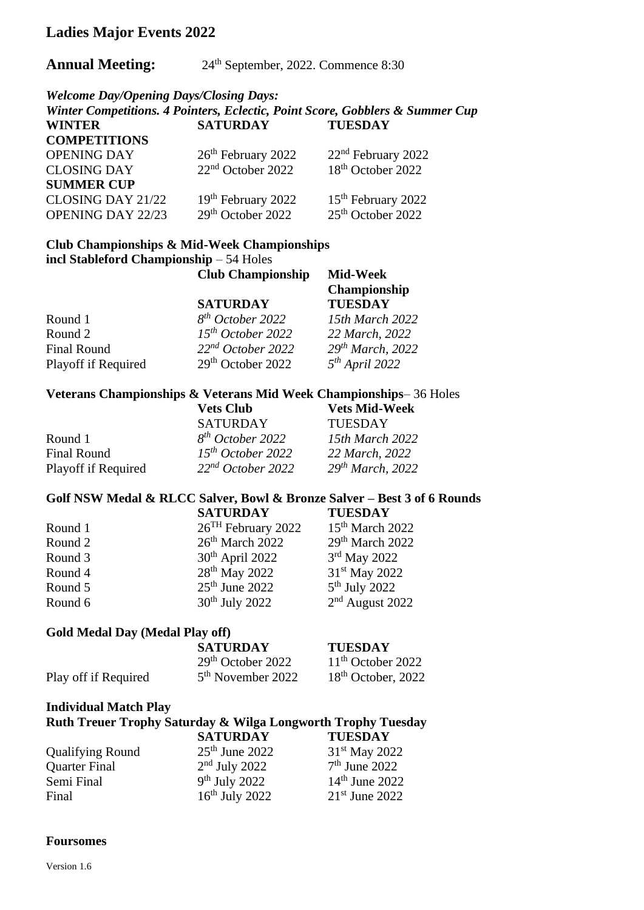# Ladies Major Events 2022

**Annual Meeting:** 24th September, 2022. Commence 8:30

***Welcome Day/Opening Days/Closing Days:***
***Winter Competitions. 4 Pointers, Eclectic, Point Score, Gobblers & Summer Cup***

| **WINTER COMPETITIONS** | **SATURDAY** | **TUESDAY** |
|---|---|---|
| OPENING DAY | 26th February 2022 | 22nd February 2022 |
| CLOSING DAY | 22nd October 2022 | 18th October 2022 |
| **SUMMER CUP** | | |
| CLOSING DAY 21/22 | 19th February 2022 | 15th February 2022 |
| OPENING DAY 22/23 | 29th October 2022 | 25th October 2022 |

**Club Championships & Mid-Week Championships**
**incl Stableford Championship** – 54 Holes

| | **Club Championship** | **Mid-Week Championship** |
|---|---|---|
| | **SATURDAY** | **TUESDAY** |
| Round 1 | *8th October 2022* | *15th March 2022* |
| Round 2 | *15th October 2022* | *22 March, 2022* |
| Final Round | *22nd October 2022* | *29th March, 2022* |
| Playoff if Required | 29th October 2022 | *5th April 2022* |

**Veterans Championships & Veterans Mid Week Championships**– 36 Holes

| | **Vets Club** | **Vets Mid-Week** |
|---|---|---|
| | SATURDAY | TUESDAY |
| Round 1 | *8th October 2022* | *15th March 2022* |
| Final Round | *15th October 2022* | *22 March, 2022* |
| Playoff if Required | *22nd October 2022* | *29th March, 2022* |

**Golf NSW Medal & RLCC Salver, Bowl & Bronze Salver – Best 3 of 6 Rounds**

| | **SATURDAY** | **TUESDAY** |
|---|---|---|
| Round 1 | 26TH February 2022 | 15th March 2022 |
| Round 2 | 26th March 2022 | 29th March 2022 |
| Round 3 | 30th April 2022 | 3rd May 2022 |
| Round 4 | 28th May 2022 | 31st May 2022 |
| Round 5 | 25th June 2022 | 5th July 2022 |
| Round 6 | 30th July 2022 | 2nd August 2022 |

**Gold Medal Day (Medal Play off)**

| | **SATURDAY** | **TUESDAY** |
|---|---|---|
| | 29th October 2022 | 11th October 2022 |
| Play off if Required | 5th November 2022 | 18th October, 2022 |

**Individual Match Play**
**Ruth Treuer Trophy Saturday & Wilga Longworth Trophy Tuesday**

| | **SATURDAY** | **TUESDAY** |
|---|---|---|
| Qualifying Round | 25th June 2022 | 31st May 2022 |
| Quarter Final | 2nd July 2022 | 7th June 2022 |
| Semi Final | 9th July 2022 | 14th June 2022 |
| Final | 16th July 2022 | 21st June 2022 |

**Foursomes**

Version 1.6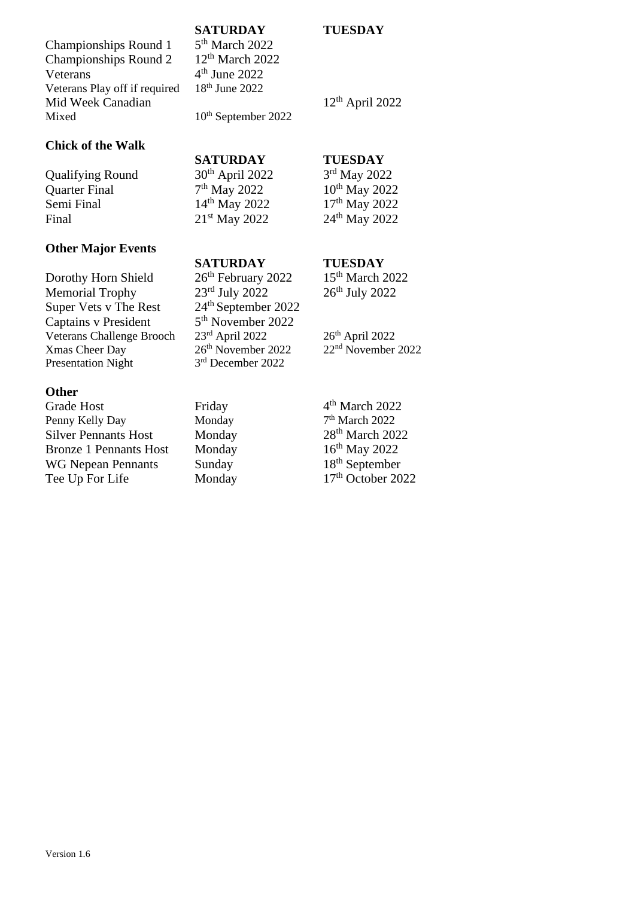| | SATURDAY | TUESDAY |
|---|---|---|
| Championships Round 1 | 5th March 2022 | |
| Championships Round 2 | 12th March 2022 | |
| Veterans | 4th June 2022 | |
| Veterans Play off if required | 18th June 2022 | |
| Mid Week Canadian | | 12th April 2022 |
| Mixed | 10th September 2022 | |

**Chick of the Walk**

| | SATURDAY | TUESDAY |
|---|---|---|
| Qualifying Round | 30th April 2022 | 3rd May 2022 |
| Quarter Final | 7th May 2022 | 10th May 2022 |
| Semi Final | 14th May 2022 | 17th May 2022 |
| Final | 21st May 2022 | 24th May 2022 |

**Other Major Events**

| | SATURDAY | TUESDAY |
|---|---|---|
| Dorothy Horn Shield | 26th February 2022 | 15th March 2022 |
| Memorial Trophy | 23rd July 2022 | 26th July 2022 |
| Super Vets v The Rest | 24th September 2022 | |
| Captains v President | 5th November 2022 | |
| Veterans Challenge Brooch | 23rd April 2022 | 26th April 2022 |
| Xmas Cheer Day | 26th November 2022 | 22nd November 2022 |
| Presentation Night | 3rd December 2022 | |

**Other**

| | | |
|---|---|---|
| Grade Host | Friday | 4th March 2022 |
| Penny Kelly Day | Monday | 7th March 2022 |
| Silver Pennants Host | Monday | 28th March 2022 |
| Bronze 1 Pennants Host | Monday | 16th May 2022 |
| WG Nepean Pennants | Sunday | 18th September |
| Tee Up For Life | Monday | 17th October 2022 |

Version 1.6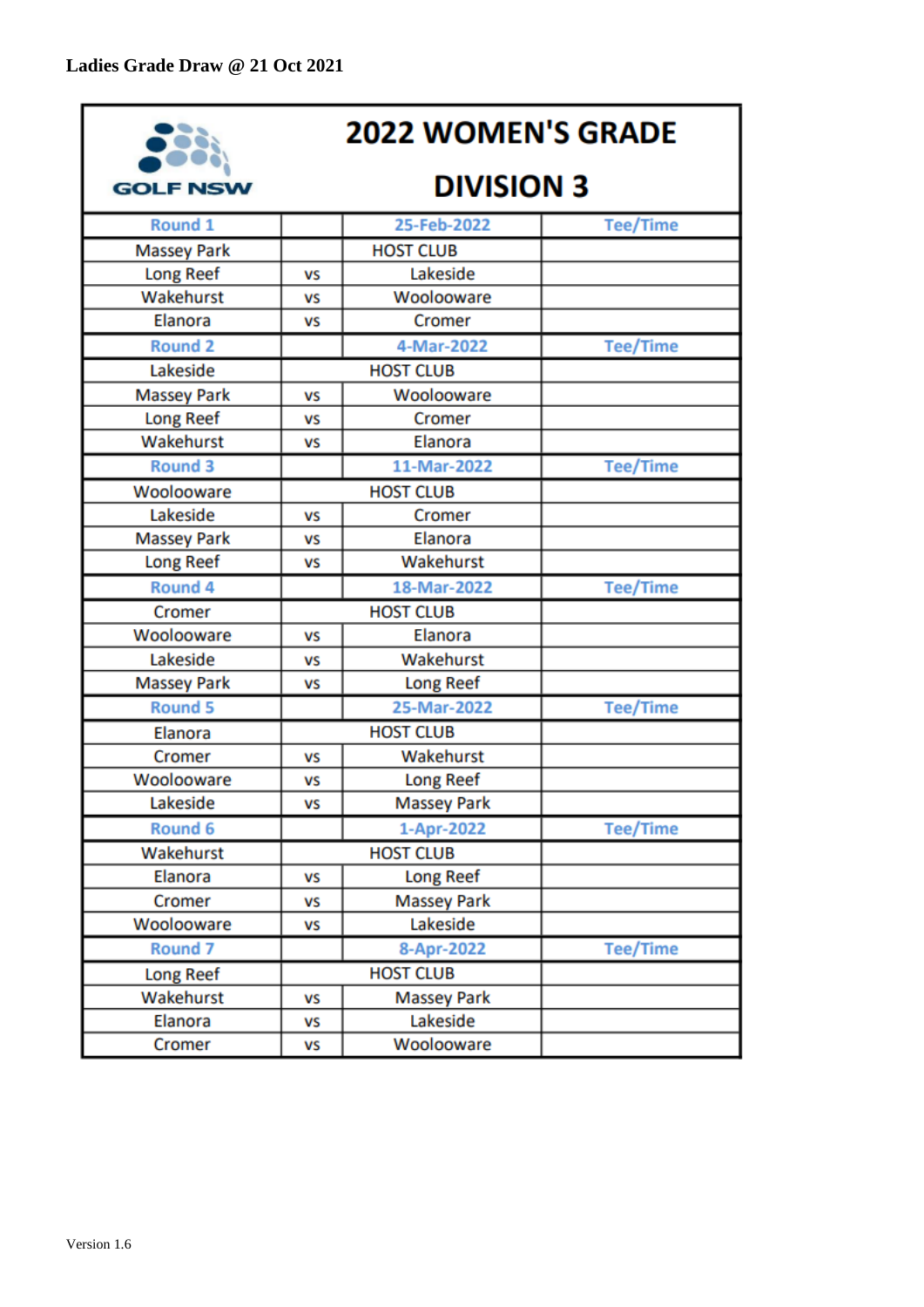**Ladies Grade Draw @ 21 Oct 2021**

| GOLF NSW | | 2022 WOMEN'S GRADE DIVISION 3 | |
|---|---|---|---|
| Round 1 | | 25-Feb-2022 | Tee/Time |
| Massey Park | | HOST CLUB | |
| Long Reef | vs | Lakeside | |
| Wakehurst | vs | Woolooware | |
| Elanora | vs | Cromer | |
| Round 2 | | 4-Mar-2022 | Tee/Time |
| Lakeside | | HOST CLUB | |
| Massey Park | vs | Woolooware | |
| Long Reef | vs | Cromer | |
| Wakehurst | vs | Elanora | |
| Round 3 | | 11-Mar-2022 | Tee/Time |
| Woolooware | | HOST CLUB | |
| Lakeside | vs | Cromer | |
| Massey Park | vs | Elanora | |
| Long Reef | vs | Wakehurst | |
| Round 4 | | 18-Mar-2022 | Tee/Time |
| Cromer | | HOST CLUB | |
| Woolooware | vs | Elanora | |
| Lakeside | vs | Wakehurst | |
| Massey Park | vs | Long Reef | |
| Round 5 | | 25-Mar-2022 | Tee/Time |
| Elanora | | HOST CLUB | |
| Cromer | vs | Wakehurst | |
| Woolooware | vs | Long Reef | |
| Lakeside | vs | Massey Park | |
| Round 6 | | 1-Apr-2022 | Tee/Time |
| Wakehurst | | HOST CLUB | |
| Elanora | vs | Long Reef | |
| Cromer | vs | Massey Park | |
| Woolooware | vs | Lakeside | |
| Round 7 | | 8-Apr-2022 | Tee/Time |
| Long Reef | | HOST CLUB | |
| Wakehurst | vs | Massey Park | |
| Elanora | vs | Lakeside | |
| Cromer | vs | Woolooware | |

Version 1.6